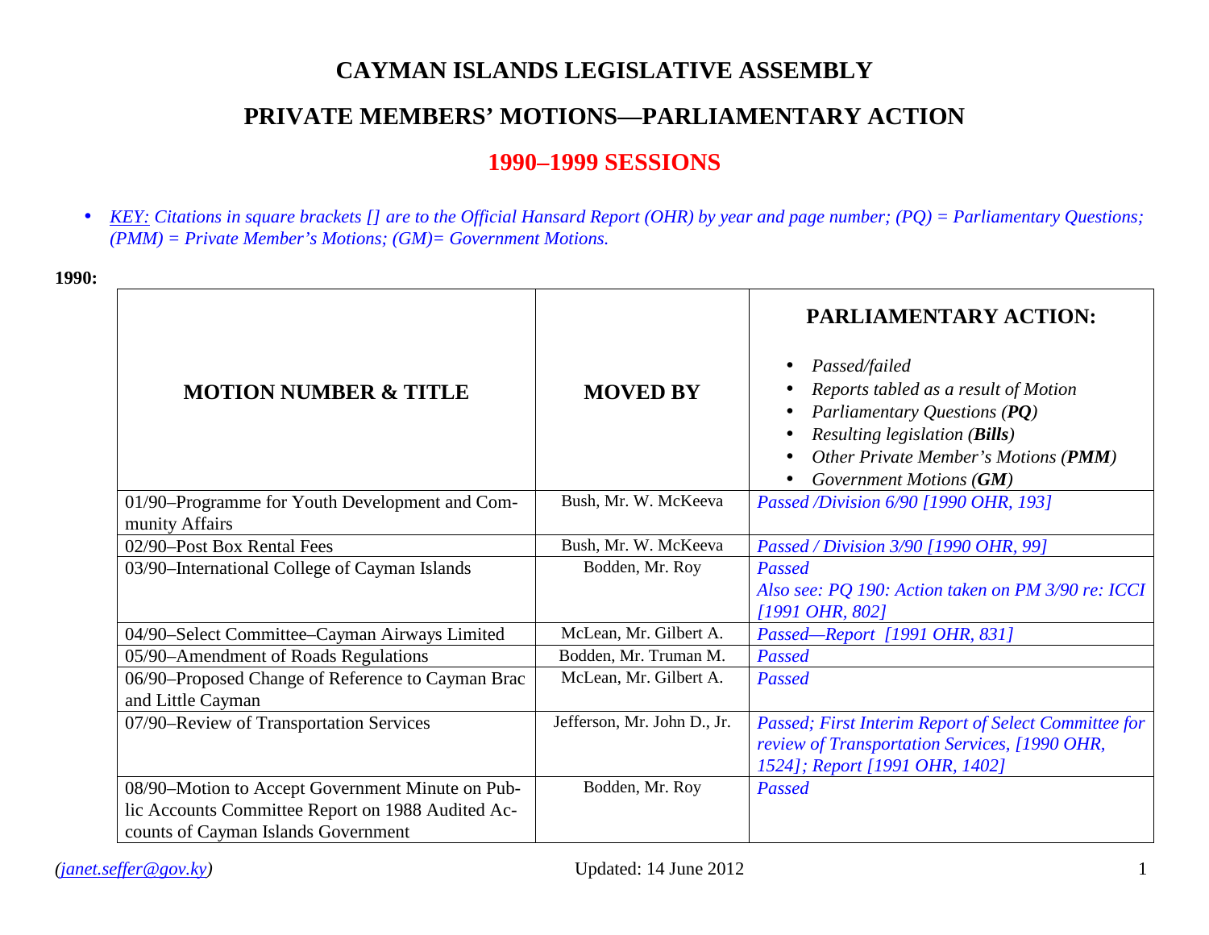# CAYMAN ISLANDS LEGISLATIVE ASSEMBLY

## PRIVATE MEMBERS' MOTIONS—PARLIAMENTARY ACTION

## 1990–1999 SESSIONS

- *KEY: Citations in square brackets [] are to the Official Hansard Report (OHR) by year and page number; (PQ) = Parliamentary Questions; (PMM) = Private Member's Motions; (GM)= Government Motions.*

**1990:**

| MOTION NUMBER & TITLE | MOVED BY | PARLIAMENTARY ACTION: • *Passed/failed* • *Reports tabled as a result of Motion* • *Parliamentary Questions (**PQ**)* • *Resulting legislation (**Bills**)* • *Other Private Member's Motions (**PMM**)* • *Government Motions (**GM**)* |
|---|---|---|
| 01/90–Programme for Youth Development and Community Affairs | Bush, Mr. W. McKeeva | *Passed /Division 6/90 [1990 OHR, 193]* |
| 02/90–Post Box Rental Fees | Bush, Mr. W. McKeeva | *Passed / Division 3/90 [1990 OHR, 99]* |
| 03/90–International College of Cayman Islands | Bodden, Mr. Roy | *Passed* *Also see: PQ 190: Action taken on PM 3/90 re: ICCI [1991 OHR, 802]* |
| 04/90–Select Committee–Cayman Airways Limited | McLean, Mr. Gilbert A. | *Passed—Report [1991 OHR, 831]* |
| 05/90–Amendment of Roads Regulations | Bodden, Mr. Truman M. | *Passed* |
| 06/90–Proposed Change of Reference to Cayman Brac and Little Cayman | McLean, Mr. Gilbert A. | *Passed* |
| 07/90–Review of Transportation Services | Jefferson, Mr. John D., Jr. | *Passed; First Interim Report of Select Committee for review of Transportation Services, [1990 OHR, 1524]; Report [1991 OHR, 1402]* |
| 08/90–Motion to Accept Government Minute on Public Accounts Committee Report on 1988 Audited Accounts of Cayman Islands Government | Bodden, Mr. Roy | *Passed* |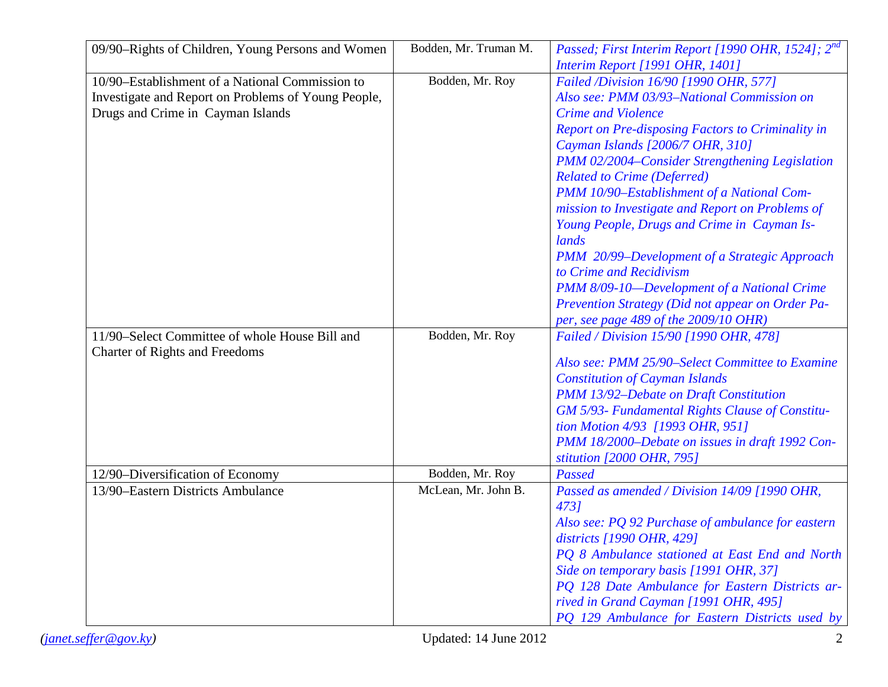| | | |
|---|---|---|
| 09/90–Rights of Children, Young Persons and Women | Bodden, Mr. Truman M. | *Passed; First Interim Report [1990 OHR, 1524]; 2[nd] Interim Report [1991 OHR, 1401]* |
| 10/90–Establishment of a National Commission to Investigate and Report on Problems of Young People, Drugs and Crime in Cayman Islands | Bodden, Mr. Roy | *Failed /Division 16/90 [1990 OHR, 577]*<br>*Also see: PMM 03/93–National Commission on Crime and Violence*<br>*Report on Pre-disposing Factors to Criminality in Cayman Islands [2006/7 OHR, 310]*<br>*PMM 02/2004–Consider Strengthening Legislation Related to Crime (Deferred)*<br>*PMM 10/90–Establishment of a National Commission to Investigate and Report on Problems of Young People, Drugs and Crime in Cayman Islands*<br>*PMM 20/99–Development of a Strategic Approach to Crime and Recidivism*<br>*PMM 8/09-10—Development of a National Crime Prevention Strategy (Did not appear on Order Paper, see page 489 of the 2009/10 OHR)* |
| 11/90–Select Committee of whole House Bill and Charter of Rights and Freedoms | Bodden, Mr. Roy | *Failed / Division 15/90 [1990 OHR, 478]*<br><br>*Also see: PMM 25/90–Select Committee to Examine Constitution of Cayman Islands*<br>*PMM 13/92–Debate on Draft Constitution*<br>*GM 5/93- Fundamental Rights Clause of Constitution Motion 4/93 [1993 OHR, 951]*<br>*PMM 18/2000–Debate on issues in draft 1992 Constitution [2000 OHR, 795]* |
| 12/90–Diversification of Economy | Bodden, Mr. Roy | *Passed* |
| 13/90–Eastern Districts Ambulance | McLean, Mr. John B. | *Passed as amended / Division 14/09 [1990 OHR, 473]*<br>*Also see: PQ 92 Purchase of ambulance for eastern districts [1990 OHR, 429]*<br>*PQ 8 Ambulance stationed at East End and North Side on temporary basis [1991 OHR, 37]*<br>*PQ 128 Date Ambulance for Eastern Districts arrived in Grand Cayman [1991 OHR, 495]*<br>*PQ 129 Ambulance for Eastern Districts used by* |

(janet.seffer@gov.ky) Updated: 14 June 2012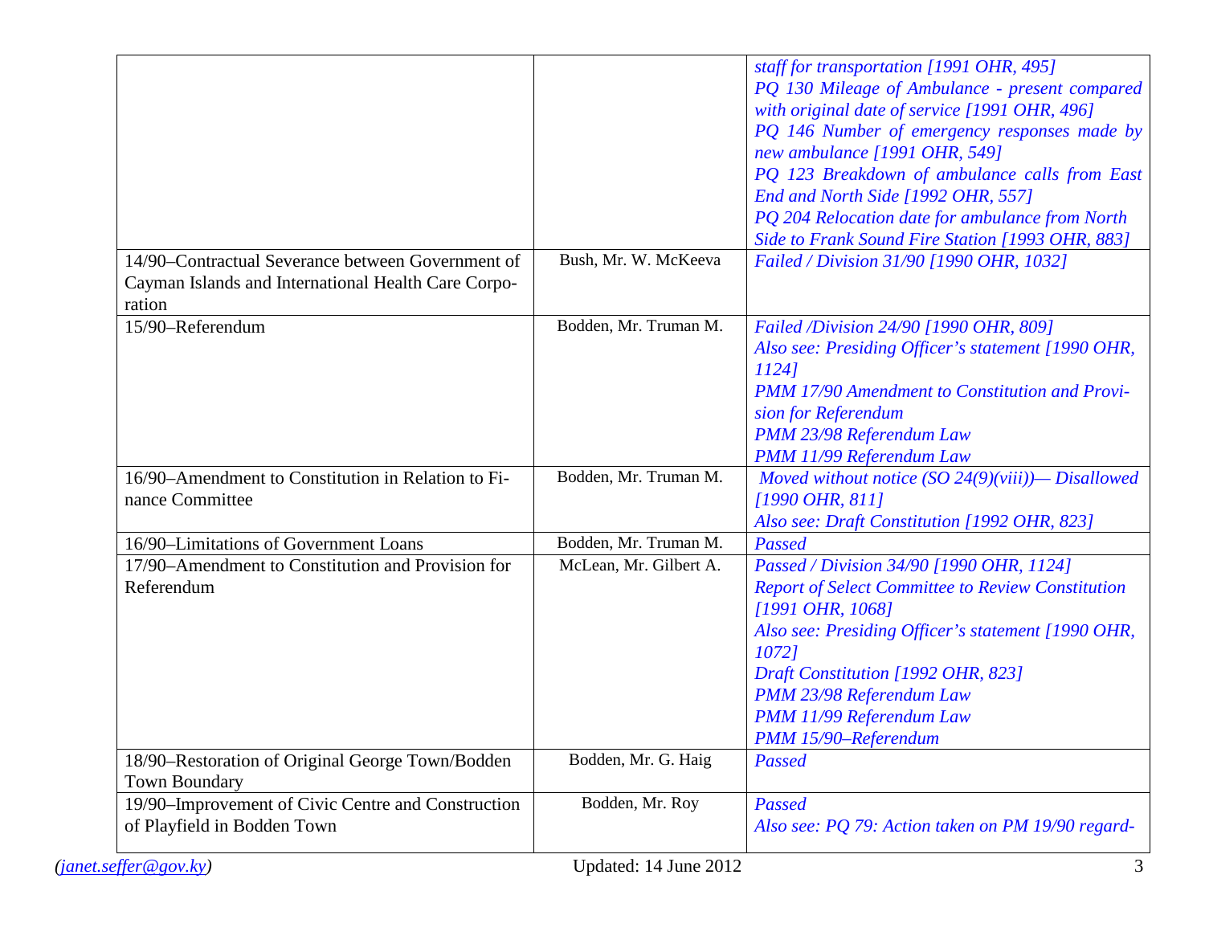| | | |
|---|---|---|
| | | *staff for transportation [1991 OHR, 495]*<br>*PQ 130 Mileage of Ambulance - present compared with original date of service [1991 OHR, 496]*<br>*PQ 146 Number of emergency responses made by new ambulance [1991 OHR, 549]*<br>*PQ 123 Breakdown of ambulance calls from East End and North Side [1992 OHR, 557]*<br>*PQ 204 Relocation date for ambulance from North Side to Frank Sound Fire Station [1993 OHR, 883]* |
| 14/90–Contractual Severance between Government of Cayman Islands and International Health Care Corporation | Bush, Mr. W. McKeeva | *Failed / Division 31/90 [1990 OHR, 1032]* |
| 15/90–Referendum | Bodden, Mr. Truman M. | *Failed /Division 24/90 [1990 OHR, 809]*<br>*Also see: Presiding Officer's statement [1990 OHR, 1124]*<br>*PMM 17/90 Amendment to Constitution and Provision for Referendum*<br>*PMM 23/98 Referendum Law*<br>*PMM 11/99 Referendum Law* |
| 16/90–Amendment to Constitution in Relation to Finance Committee | Bodden, Mr. Truman M. | *Moved without notice (SO 24(9)(viii))— Disallowed [1990 OHR, 811]*<br>*Also see: Draft Constitution [1992 OHR, 823]* |
| 16/90–Limitations of Government Loans | Bodden, Mr. Truman M. | *Passed* |
| 17/90–Amendment to Constitution and Provision for Referendum | McLean, Mr. Gilbert A. | *Passed / Division 34/90 [1990 OHR, 1124]*<br>*Report of Select Committee to Review Constitution [1991 OHR, 1068]*<br>*Also see: Presiding Officer's statement [1990 OHR, 1072]*<br>*Draft Constitution [1992 OHR, 823]*<br>*PMM 23/98 Referendum Law*<br>*PMM 11/99 Referendum Law*<br>*PMM 15/90–Referendum* |
| 18/90–Restoration of Original George Town/Bodden Town Boundary | Bodden, Mr. G. Haig | *Passed* |
| 19/90–Improvement of Civic Centre and Construction of Playfield in Bodden Town | Bodden, Mr. Roy | *Passed*<br>*Also see: PQ 79: Action taken on PM 19/90 regard-* |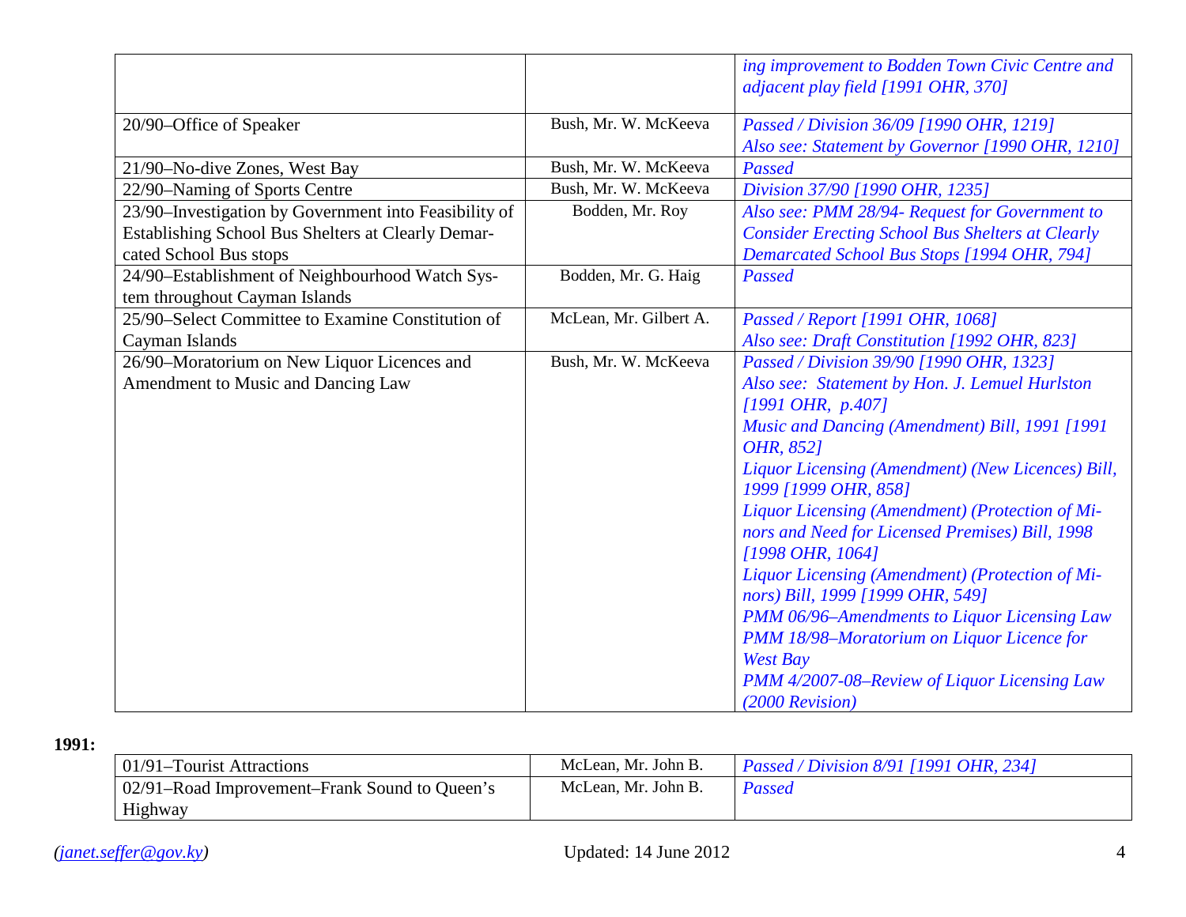| | | |
|---|---|---|
| | | *ing improvement to Bodden Town Civic Centre and adjacent play field [1991 OHR, 370]* |
| 20/90–Office of Speaker | Bush, Mr. W. McKeeva | *Passed / Division 36/09 [1990 OHR, 1219]*<br>*Also see: Statement by Governor [1990 OHR, 1210]* |
| 21/90–No-dive Zones, West Bay | Bush, Mr. W. McKeeva | *Passed* |
| 22/90–Naming of Sports Centre | Bush, Mr. W. McKeeva | *Division 37/90 [1990 OHR, 1235]* |
| 23/90–Investigation by Government into Feasibility of Establishing School Bus Shelters at Clearly Demarcated School Bus stops | Bodden, Mr. Roy | *Also see: PMM 28/94- Request for Government to Consider Erecting School Bus Shelters at Clearly Demarcated School Bus Stops [1994 OHR, 794]* |
| 24/90–Establishment of Neighbourhood Watch System throughout Cayman Islands | Bodden, Mr. G. Haig | *Passed* |
| 25/90–Select Committee to Examine Constitution of Cayman Islands | McLean, Mr. Gilbert A. | *Passed / Report [1991 OHR, 1068]*<br>*Also see: Draft Constitution [1992 OHR, 823]* |
| 26/90–Moratorium on New Liquor Licences and Amendment to Music and Dancing Law | Bush, Mr. W. McKeeva | *Passed / Division 39/90 [1990 OHR, 1323]*<br>*Also see: Statement by Hon. J. Lemuel Hurlston [1991 OHR, p.407]*<br>*Music and Dancing (Amendment) Bill, 1991 [1991 OHR, 852]*<br>*Liquor Licensing (Amendment) (New Licences) Bill, 1999 [1999 OHR, 858]*<br>*Liquor Licensing (Amendment) (Protection of Minors and Need for Licensed Premises) Bill, 1998 [1998 OHR, 1064]*<br>*Liquor Licensing (Amendment) (Protection of Minors) Bill, 1999 [1999 OHR, 549]*<br>*PMM 06/96–Amendments to Liquor Licensing Law*<br>*PMM 18/98–Moratorium on Liquor Licence for West Bay*<br>*PMM 4/2007-08–Review of Liquor Licensing Law (2000 Revision)* |

**1991:**

| | | |
|---|---|---|
| 01/91–Tourist Attractions | McLean, Mr. John B. | *Passed / Division 8/91 [1991 OHR, 234]* |
| 02/91–Road Improvement–Frank Sound to Queen's Highway | McLean, Mr. John B. | *Passed* |

*(janet.seffer@gov.ky)* Updated: 14 June 2012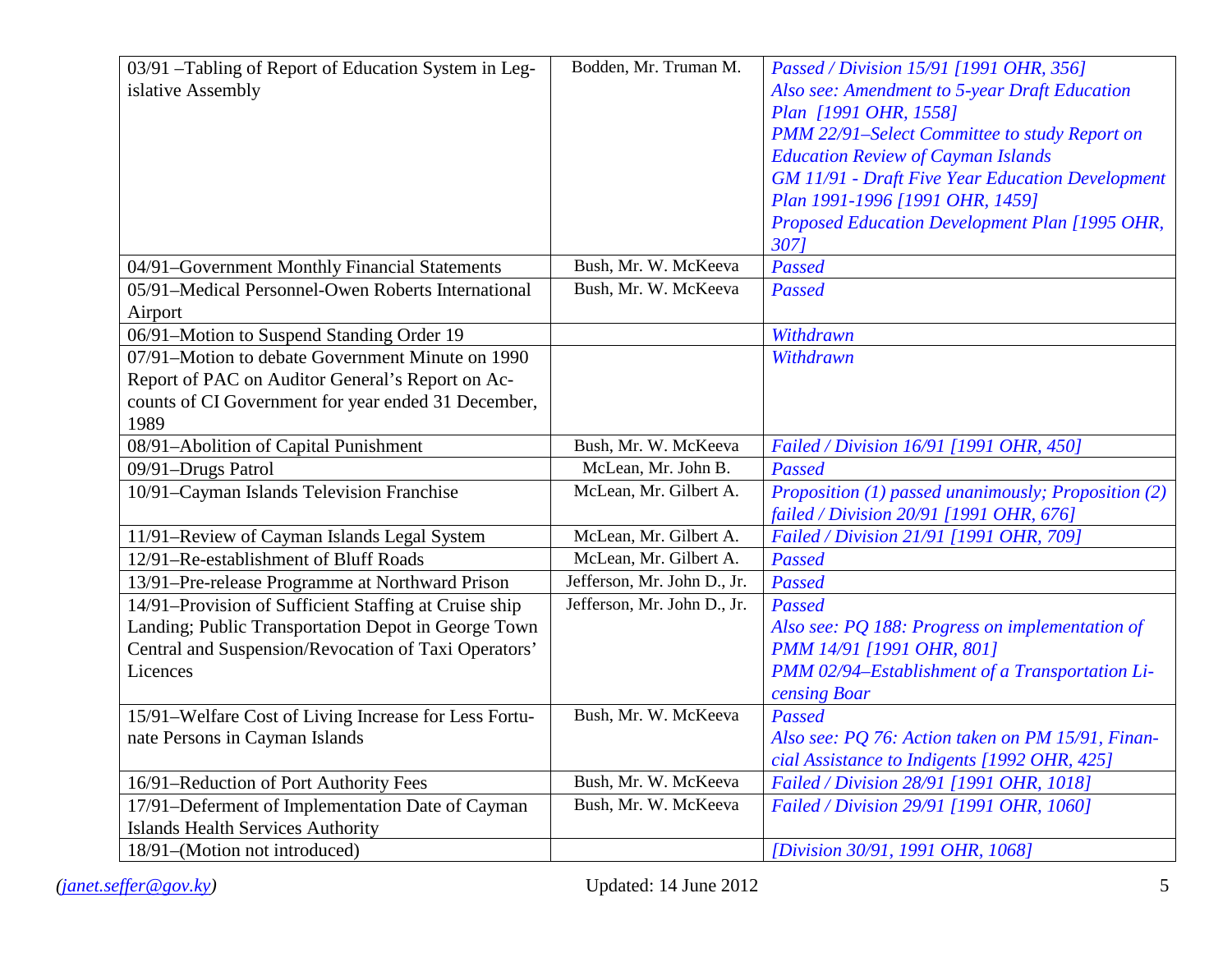| | | |
|---|---|---|
| 03/91 –Tabling of Report of Education System in Legislative Assembly | Bodden, Mr. Truman M. | *Passed / Division 15/91 [1991 OHR, 356]*<br>*Also see: Amendment to 5-year Draft Education Plan [1991 OHR, 1558]*<br>*PMM 22/91–Select Committee to study Report on Education Review of Cayman Islands*<br>*GM 11/91 - Draft Five Year Education Development Plan 1991-1996 [1991 OHR, 1459]*<br>*Proposed Education Development Plan [1995 OHR, 307]* |
| 04/91–Government Monthly Financial Statements | Bush, Mr. W. McKeeva | *Passed* |
| 05/91–Medical Personnel-Owen Roberts International Airport | Bush, Mr. W. McKeeva | *Passed* |
| 06/91–Motion to Suspend Standing Order 19 | | *Withdrawn* |
| 07/91–Motion to debate Government Minute on 1990 Report of PAC on Auditor General's Report on Accounts of CI Government for year ended 31 December, 1989 | | *Withdrawn* |
| 08/91–Abolition of Capital Punishment | Bush, Mr. W. McKeeva | *Failed / Division 16/91 [1991 OHR, 450]* |
| 09/91–Drugs Patrol | McLean, Mr. John B. | *Passed* |
| 10/91–Cayman Islands Television Franchise | McLean, Mr. Gilbert A. | *Proposition (1) passed unanimously; Proposition (2) failed / Division 20/91 [1991 OHR, 676]* |
| 11/91–Review of Cayman Islands Legal System | McLean, Mr. Gilbert A. | *Failed / Division 21/91 [1991 OHR, 709]* |
| 12/91–Re-establishment of Bluff Roads | McLean, Mr. Gilbert A. | *Passed* |
| 13/91–Pre-release Programme at Northward Prison | Jefferson, Mr. John D., Jr. | *Passed* |
| 14/91–Provision of Sufficient Staffing at Cruise ship Landing; Public Transportation Depot in George Town Central and Suspension/Revocation of Taxi Operators' Licences | Jefferson, Mr. John D., Jr. | *Passed*<br>*Also see: PQ 188: Progress on implementation of PMM 14/91 [1991 OHR, 801]*<br>*PMM 02/94–Establishment of a Transportation Licensing Boar* |
| 15/91–Welfare Cost of Living Increase for Less Fortunate Persons in Cayman Islands | Bush, Mr. W. McKeeva | *Passed*<br>*Also see: PQ 76: Action taken on PM 15/91, Financial Assistance to Indigents [1992 OHR, 425]* |
| 16/91–Reduction of Port Authority Fees | Bush, Mr. W. McKeeva | *Failed / Division 28/91 [1991 OHR, 1018]* |
| 17/91–Deferment of Implementation Date of Cayman Islands Health Services Authority | Bush, Mr. W. McKeeva | *Failed / Division 29/91 [1991 OHR, 1060]* |
| 18/91–(Motion not introduced) | | *[Division 30/91, 1991 OHR, 1068]* |

(janet.seffer@gov.ky) Updated: 14 June 2012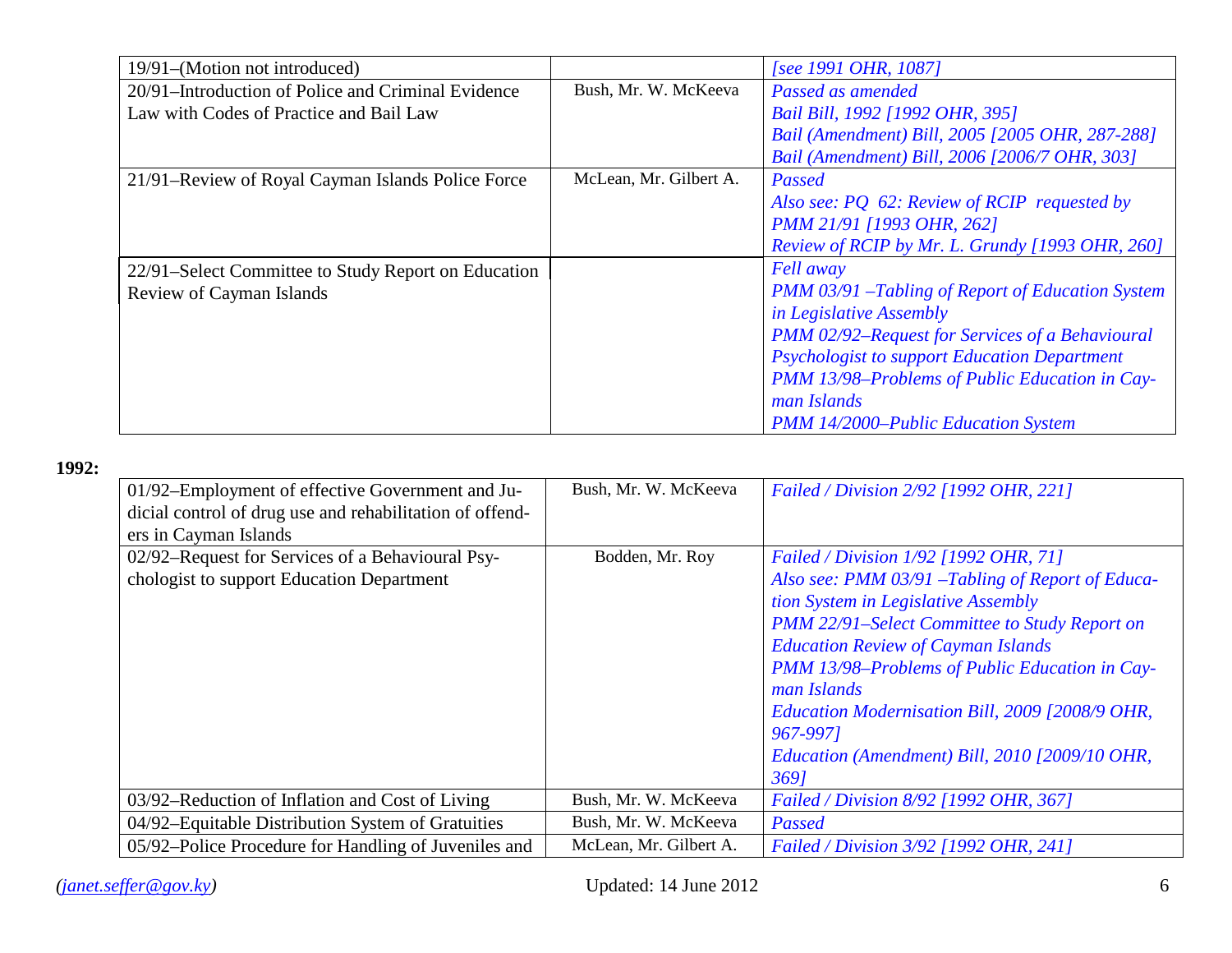| | | |
|---|---|---|
| 19/91–(Motion not introduced) | | *[see 1991 OHR, 1087]* |
| 20/91–Introduction of Police and Criminal Evidence Law with Codes of Practice and Bail Law | Bush, Mr. W. McKeeva | *Passed as amended*<br>*Bail Bill, 1992 [1992 OHR, 395]*<br>*Bail (Amendment) Bill, 2005 [2005 OHR, 287-288]*<br>*Bail (Amendment) Bill, 2006 [2006/7 OHR, 303]* |
| 21/91–Review of Royal Cayman Islands Police Force | McLean, Mr. Gilbert A. | *Passed*<br>*Also see: PQ 62: Review of RCIP requested by PMM 21/91 [1993 OHR, 262]*<br>*Review of RCIP by Mr. L. Grundy [1993 OHR, 260]* |
| 22/91–Select Committee to Study Report on Education Review of Cayman Islands | | *Fell away*<br>*PMM 03/91 –Tabling of Report of Education System in Legislative Assembly*<br>*PMM 02/92–Request for Services of a Behavioural Psychologist to support Education Department*<br>*PMM 13/98–Problems of Public Education in Cayman Islands*<br>*PMM 14/2000–Public Education System* |

**1992:**

| | | |
|---|---|---|
| 01/92–Employment of effective Government and Judicial control of drug use and rehabilitation of offenders in Cayman Islands | Bush, Mr. W. McKeeva | *Failed / Division 2/92 [1992 OHR, 221]* |
| 02/92–Request for Services of a Behavioural Psychologist to support Education Department | Bodden, Mr. Roy | *Failed / Division 1/92 [1992 OHR, 71]*<br>*Also see: PMM 03/91 –Tabling of Report of Education System in Legislative Assembly*<br>*PMM 22/91–Select Committee to Study Report on Education Review of Cayman Islands*<br>*PMM 13/98–Problems of Public Education in Cayman Islands*<br>*Education Modernisation Bill, 2009 [2008/9 OHR, 967-997]*<br>*Education (Amendment) Bill, 2010 [2009/10 OHR, 369]* |
| 03/92–Reduction of Inflation and Cost of Living | Bush, Mr. W. McKeeva | *Failed / Division 8/92 [1992 OHR, 367]* |
| 04/92–Equitable Distribution System of Gratuities | Bush, Mr. W. McKeeva | *Passed* |
| 05/92–Police Procedure for Handling of Juveniles and | McLean, Mr. Gilbert A. | *Failed / Division 3/92 [1992 OHR, 241]* |

(janet.seffer@gov.ky) Updated: 14 June 2012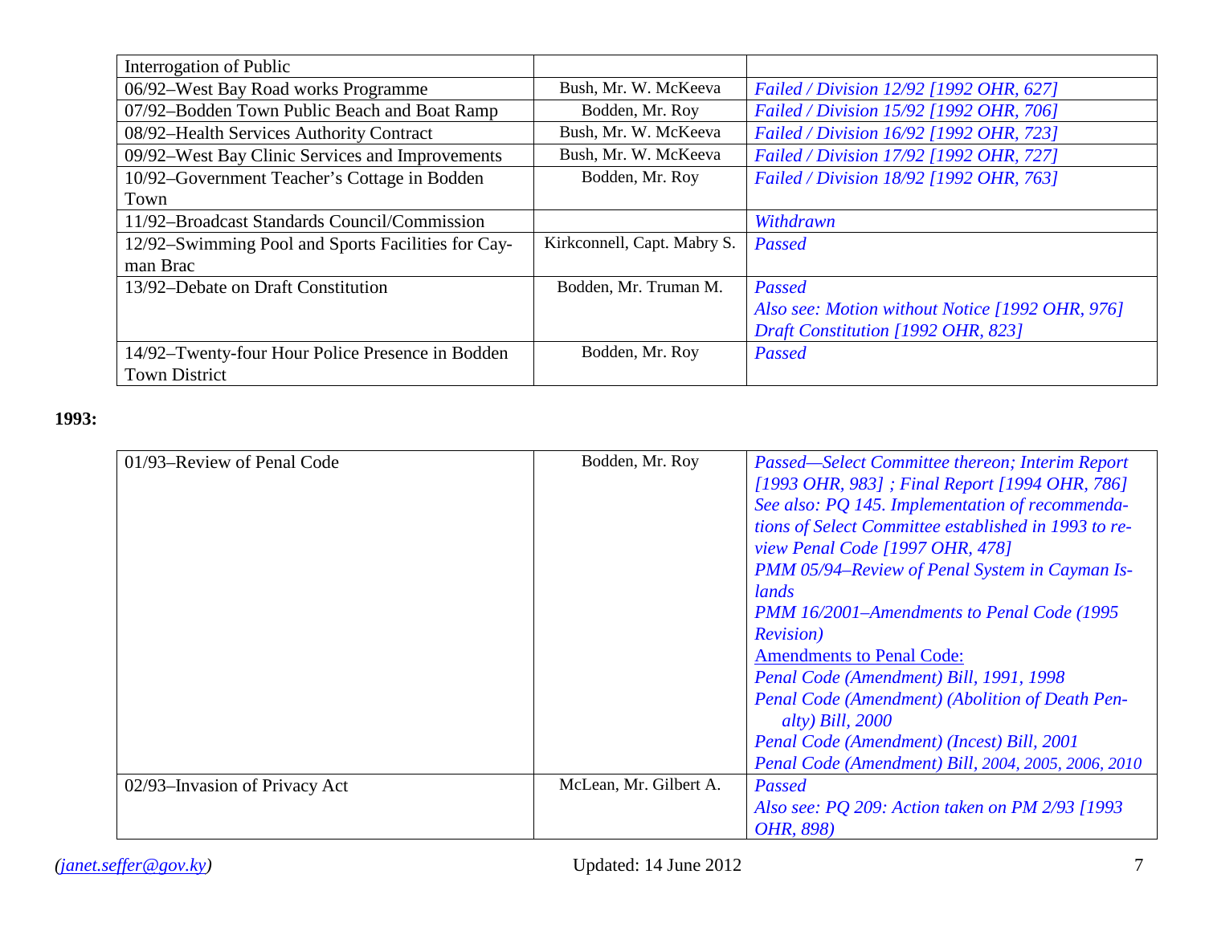| Interrogation of Public | | |
|---|---|---|
| 06/92–West Bay Road works Programme | Bush, Mr. W. McKeeva | *Failed / Division 12/92 [1992 OHR, 627]* |
| 07/92–Bodden Town Public Beach and Boat Ramp | Bodden, Mr. Roy | *Failed / Division 15/92 [1992 OHR, 706]* |
| 08/92–Health Services Authority Contract | Bush, Mr. W. McKeeva | *Failed / Division 16/92 [1992 OHR, 723]* |
| 09/92–West Bay Clinic Services and Improvements | Bush, Mr. W. McKeeva | *Failed / Division 17/92 [1992 OHR, 727]* |
| 10/92–Government Teacher's Cottage in Bodden Town | Bodden, Mr. Roy | *Failed / Division 18/92 [1992 OHR, 763]* |
| 11/92–Broadcast Standards Council/Commission | | *Withdrawn* |
| 12/92–Swimming Pool and Sports Facilities for Cayman Brac | Kirkconnell, Capt. Mabry S. | *Passed* |
| 13/92–Debate on Draft Constitution | Bodden, Mr. Truman M. | *Passed*<br>*Also see: Motion without Notice [1992 OHR, 976]*<br>*Draft Constitution [1992 OHR, 823]* |
| 14/92–Twenty-four Hour Police Presence in Bodden Town District | Bodden, Mr. Roy | *Passed* |

**1993:**

| | | |
|---|---|---|
| 01/93–Review of Penal Code | Bodden, Mr. Roy | *Passed—Select Committee thereon; Interim Report [1993 OHR, 983] ; Final Report [1994 OHR, 786]*<br>*See also: PQ 145. Implementation of recommendations of Select Committee established in 1993 to review Penal Code [1997 OHR, 478]*<br>*PMM 05/94–Review of Penal System in Cayman Islands*<br>*PMM 16/2001–Amendments to Penal Code (1995 Revision)*<br>Amendments to Penal Code:<br>*Penal Code (Amendment) Bill, 1991, 1998*<br>*Penal Code (Amendment) (Abolition of Death Penalty) Bill, 2000*<br>*Penal Code (Amendment) (Incest) Bill, 2001*<br>*Penal Code (Amendment) Bill, 2004, 2005, 2006, 2010* |
| 02/93–Invasion of Privacy Act | McLean, Mr. Gilbert A. | *Passed*<br>*Also see: PQ 209: Action taken on PM 2/93 [1993 OHR, 898)* |

(janet.seffer@gov.ky) Updated: 14 June 2012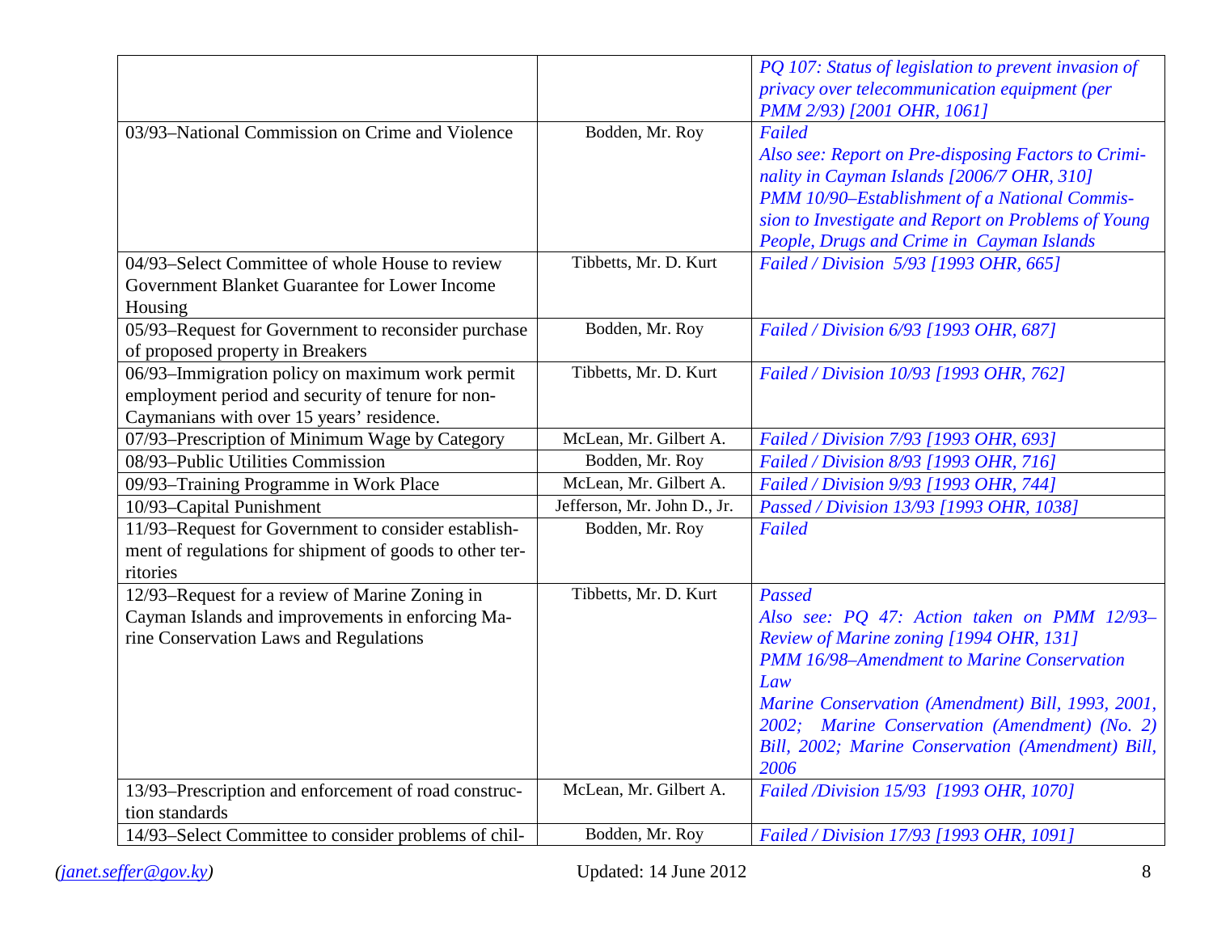| | | |
|---|---|---|
| | | *PQ 107: Status of legislation to prevent invasion of privacy over telecommunication equipment (per PMM 2/93) [2001 OHR, 1061]* |
| 03/93–National Commission on Crime and Violence | Bodden, Mr. Roy | *Failed*<br>*Also see: Report on Pre-disposing Factors to Criminality in Cayman Islands [2006/7 OHR, 310]*<br>*PMM 10/90–Establishment of a National Commission to Investigate and Report on Problems of Young People, Drugs and Crime in Cayman Islands* |
| 04/93–Select Committee of whole House to review Government Blanket Guarantee for Lower Income Housing | Tibbetts, Mr. D. Kurt | *Failed / Division 5/93 [1993 OHR, 665]* |
| 05/93–Request for Government to reconsider purchase of proposed property in Breakers | Bodden, Mr. Roy | *Failed / Division 6/93 [1993 OHR, 687]* |
| 06/93–Immigration policy on maximum work permit employment period and security of tenure for non-Caymanians with over 15 years' residence. | Tibbetts, Mr. D. Kurt | *Failed / Division 10/93 [1993 OHR, 762]* |
| 07/93–Prescription of Minimum Wage by Category | McLean, Mr. Gilbert A. | *Failed / Division 7/93 [1993 OHR, 693]* |
| 08/93–Public Utilities Commission | Bodden, Mr. Roy | *Failed / Division 8/93 [1993 OHR, 716]* |
| 09/93–Training Programme in Work Place | McLean, Mr. Gilbert A. | *Failed / Division 9/93 [1993 OHR, 744]* |
| 10/93–Capital Punishment | Jefferson, Mr. John D., Jr. | *Passed / Division 13/93 [1993 OHR, 1038]* |
| 11/93–Request for Government to consider establishment of regulations for shipment of goods to other territories | Bodden, Mr. Roy | *Failed* |
| 12/93–Request for a review of Marine Zoning in Cayman Islands and improvements in enforcing Marine Conservation Laws and Regulations | Tibbetts, Mr. D. Kurt | *Passed*<br>*Also see: PQ 47: Action taken on PMM 12/93–Review of Marine zoning [1994 OHR, 131]*<br>*PMM 16/98–Amendment to Marine Conservation Law*<br>*Marine Conservation (Amendment) Bill, 1993, 2001, 2002; Marine Conservation (Amendment) (No. 2) Bill, 2002; Marine Conservation (Amendment) Bill, 2006* |
| 13/93–Prescription and enforcement of road construction standards | McLean, Mr. Gilbert A. | *Failed /Division 15/93 [1993 OHR, 1070]* |
| 14/93–Select Committee to consider problems of chil- | Bodden, Mr. Roy | *Failed / Division 17/93 [1993 OHR, 1091]* |

(janet.seffer@gov.ky) Updated: 14 June 2012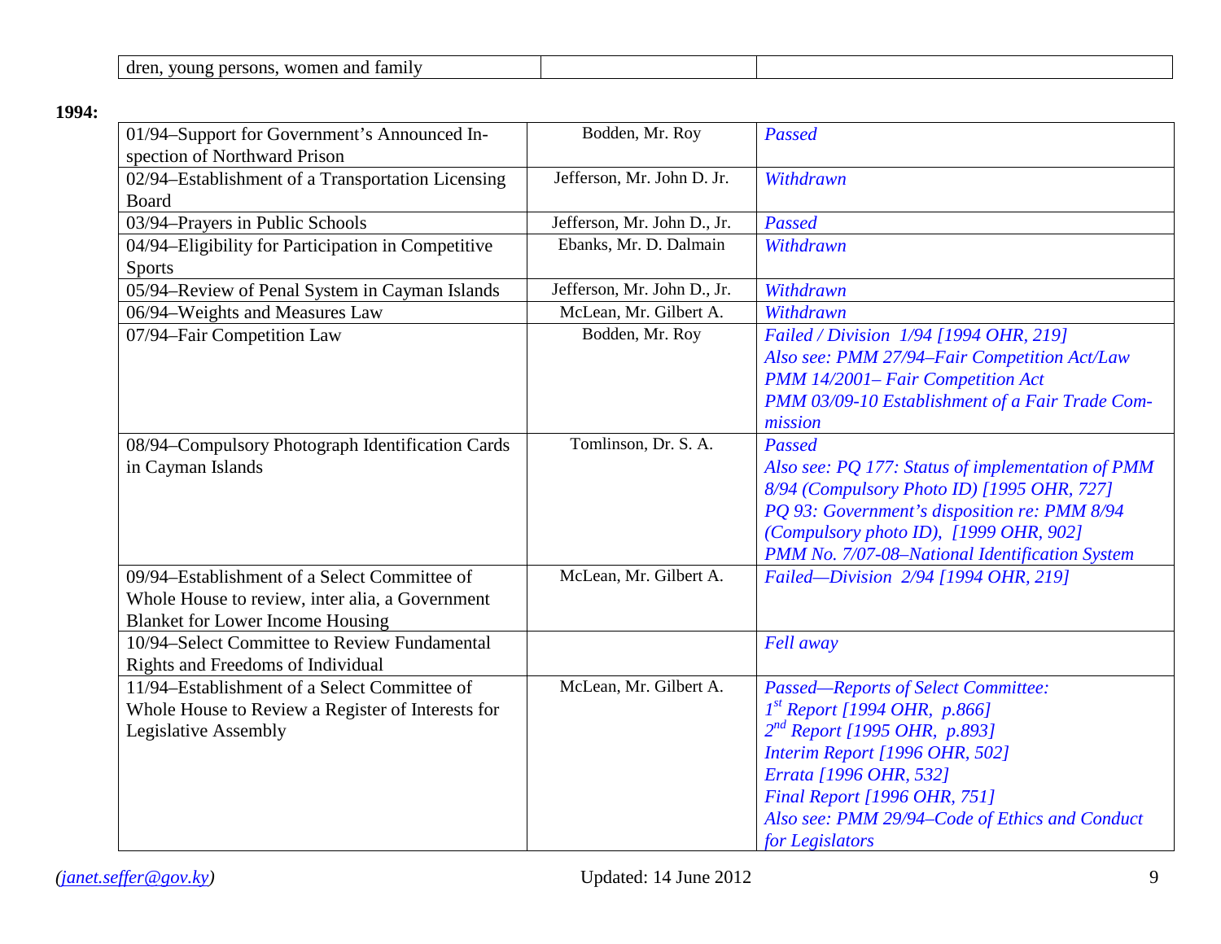| dren, young persons, women and family | | |
|---|---|---|

**1994:**

| | | |
|---|---|---|
| 01/94–Support for Government's Announced Inspection of Northward Prison | Bodden, Mr. Roy | *Passed* |
| 02/94–Establishment of a Transportation Licensing Board | Jefferson, Mr. John D. Jr. | *Withdrawn* |
| 03/94–Prayers in Public Schools | Jefferson, Mr. John D., Jr. | *Passed* |
| 04/94–Eligibility for Participation in Competitive Sports | Ebanks, Mr. D. Dalmain | *Withdrawn* |
| 05/94–Review of Penal System in Cayman Islands | Jefferson, Mr. John D., Jr. | *Withdrawn* |
| 06/94–Weights and Measures Law | McLean, Mr. Gilbert A. | *Withdrawn* |
| 07/94–Fair Competition Law | Bodden, Mr. Roy | *Failed / Division 1/94 [1994 OHR, 219]*<br>*Also see: PMM 27/94–Fair Competition Act/Law*<br>*PMM 14/2001– Fair Competition Act*<br>*PMM 03/09-10 Establishment of a Fair Trade Commission* |
| 08/94–Compulsory Photograph Identification Cards in Cayman Islands | Tomlinson, Dr. S. A. | *Passed*<br>*Also see: PQ 177: Status of implementation of PMM 8/94 (Compulsory Photo ID) [1995 OHR, 727]*<br>*PQ 93: Government's disposition re: PMM 8/94 (Compulsory photo ID), [1999 OHR, 902]*<br>*PMM No. 7/07-08–National Identification System* |
| 09/94–Establishment of a Select Committee of Whole House to review, inter alia, a Government Blanket for Lower Income Housing | McLean, Mr. Gilbert A. | *Failed—Division 2/94 [1994 OHR, 219]* |
| 10/94–Select Committee to Review Fundamental Rights and Freedoms of Individual | | *Fell away* |
| 11/94–Establishment of a Select Committee of Whole House to Review a Register of Interests for Legislative Assembly | McLean, Mr. Gilbert A. | *Passed—Reports of Select Committee:*<br>*1st Report [1994 OHR, p.866]*<br>*2nd Report [1995 OHR, p.893]*<br>*Interim Report [1996 OHR, 502]*<br>*Errata [1996 OHR, 532]*<br>*Final Report [1996 OHR, 751]*<br>*Also see: PMM 29/94–Code of Ethics and Conduct for Legislators* |

*(janet.seffer@gov.ky)* Updated: 14 June 2012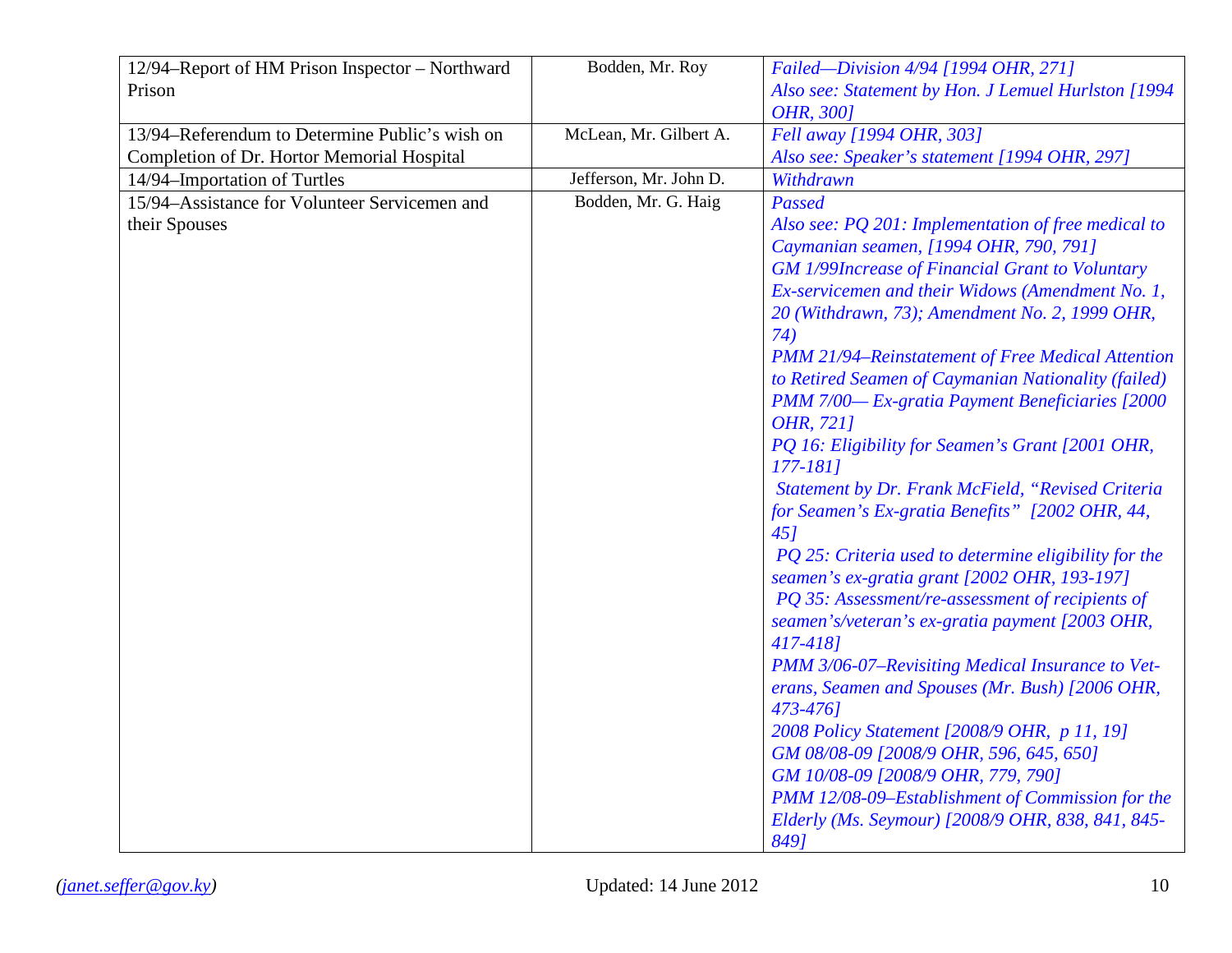| | | |
|---|---|---|
| 12/94–Report of HM Prison Inspector – Northward Prison | Bodden, Mr. Roy | *Failed—Division 4/94 [1994 OHR, 271]*<br>*Also see: Statement by Hon. J Lemuel Hurlston [1994 OHR, 300]* |
| 13/94–Referendum to Determine Public's wish on Completion of Dr. Hortor Memorial Hospital | McLean, Mr. Gilbert A. | *Fell away [1994 OHR, 303]*<br>*Also see: Speaker's statement [1994 OHR, 297]* |
| 14/94–Importation of Turtles | Jefferson, Mr. John D. | *Withdrawn* |
| 15/94–Assistance for Volunteer Servicemen and their Spouses | Bodden, Mr. G. Haig | *Passed*<br>*Also see: PQ 201: Implementation of free medical to Caymanian seamen, [1994 OHR, 790, 791]*<br>*GM 1/99Increase of Financial Grant to Voluntary Ex-servicemen and their Widows (Amendment No. 1, 20 (Withdrawn, 73); Amendment No. 2, 1999 OHR, 74)*<br>*PMM 21/94–Reinstatement of Free Medical Attention to Retired Seamen of Caymanian Nationality (failed)*<br>*PMM 7/00— Ex-gratia Payment Beneficiaries [2000 OHR, 721]*<br>*PQ 16: Eligibility for Seamen's Grant [2001 OHR, 177-181]*<br>*Statement by Dr. Frank McField, "Revised Criteria for Seamen's Ex-gratia Benefits" [2002 OHR, 44, 45]*<br>*PQ 25: Criteria used to determine eligibility for the seamen's ex-gratia grant [2002 OHR, 193-197]*<br>*PQ 35: Assessment/re-assessment of recipients of seamen's/veteran's ex-gratia payment [2003 OHR, 417-418]*<br>*PMM 3/06-07–Revisiting Medical Insurance to Veterans, Seamen and Spouses (Mr. Bush) [2006 OHR, 473-476]*<br>*2008 Policy Statement [2008/9 OHR, p 11, 19]*<br>*GM 08/08-09 [2008/9 OHR, 596, 645, 650]*<br>*GM 10/08-09 [2008/9 OHR, 779, 790]*<br>*PMM 12/08-09–Establishment of Commission for the Elderly (Ms. Seymour) [2008/9 OHR, 838, 841, 845-849]* |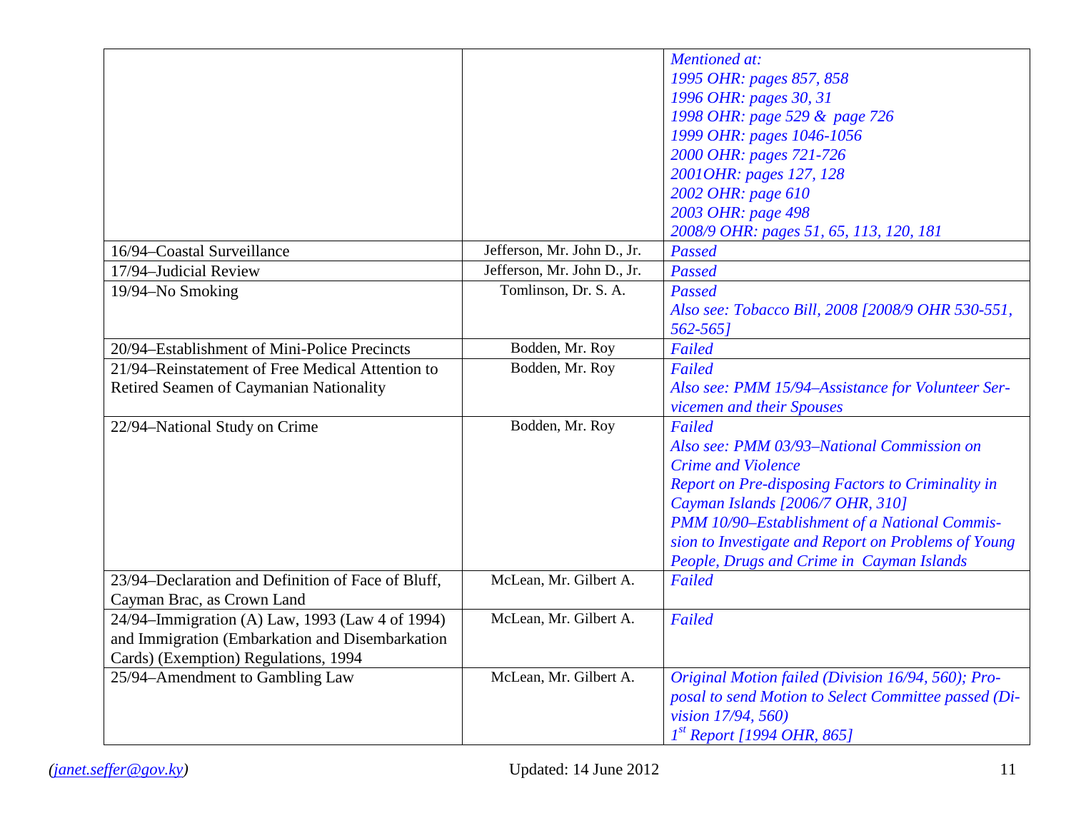| | | |
|---|---|---|
| | | *Mentioned at:*<br>*1995 OHR: pages 857, 858*<br>*1996 OHR: pages 30, 31*<br>*1998 OHR: page 529 & page 726*<br>*1999 OHR: pages 1046-1056*<br>*2000 OHR: pages 721-726*<br>*2001OHR: pages 127, 128*<br>*2002 OHR: page 610*<br>*2003 OHR: page 498*<br>*2008/9 OHR: pages 51, 65, 113, 120, 181* |
| 16/94–Coastal Surveillance | Jefferson, Mr. John D., Jr. | *Passed* |
| 17/94–Judicial Review | Jefferson, Mr. John D., Jr. | *Passed* |
| 19/94–No Smoking | Tomlinson, Dr. S. A. | *Passed*<br>*Also see: Tobacco Bill, 2008 [2008/9 OHR 530-551, 562-565]* |
| 20/94–Establishment of Mini-Police Precincts | Bodden, Mr. Roy | *Failed* |
| 21/94–Reinstatement of Free Medical Attention to Retired Seamen of Caymanian Nationality | Bodden, Mr. Roy | *Failed*<br>*Also see: PMM 15/94–Assistance for Volunteer Servicemen and their Spouses* |
| 22/94–National Study on Crime | Bodden, Mr. Roy | *Failed*<br>*Also see: PMM 03/93–National Commission on Crime and Violence*<br>*Report on Pre-disposing Factors to Criminality in Cayman Islands [2006/7 OHR, 310]*<br>*PMM 10/90–Establishment of a National Commission to Investigate and Report on Problems of Young People, Drugs and Crime in Cayman Islands* |
| 23/94–Declaration and Definition of Face of Bluff, Cayman Brac, as Crown Land | McLean, Mr. Gilbert A. | *Failed* |
| 24/94–Immigration (A) Law, 1993 (Law 4 of 1994) and Immigration (Embarkation and Disembarkation Cards) (Exemption) Regulations, 1994 | McLean, Mr. Gilbert A. | *Failed* |
| 25/94–Amendment to Gambling Law | McLean, Mr. Gilbert A. | *Original Motion failed (Division 16/94, 560); Proposal to send Motion to Select Committee passed (Division 17/94, 560)*<br>*1st Report [1994 OHR, 865]* |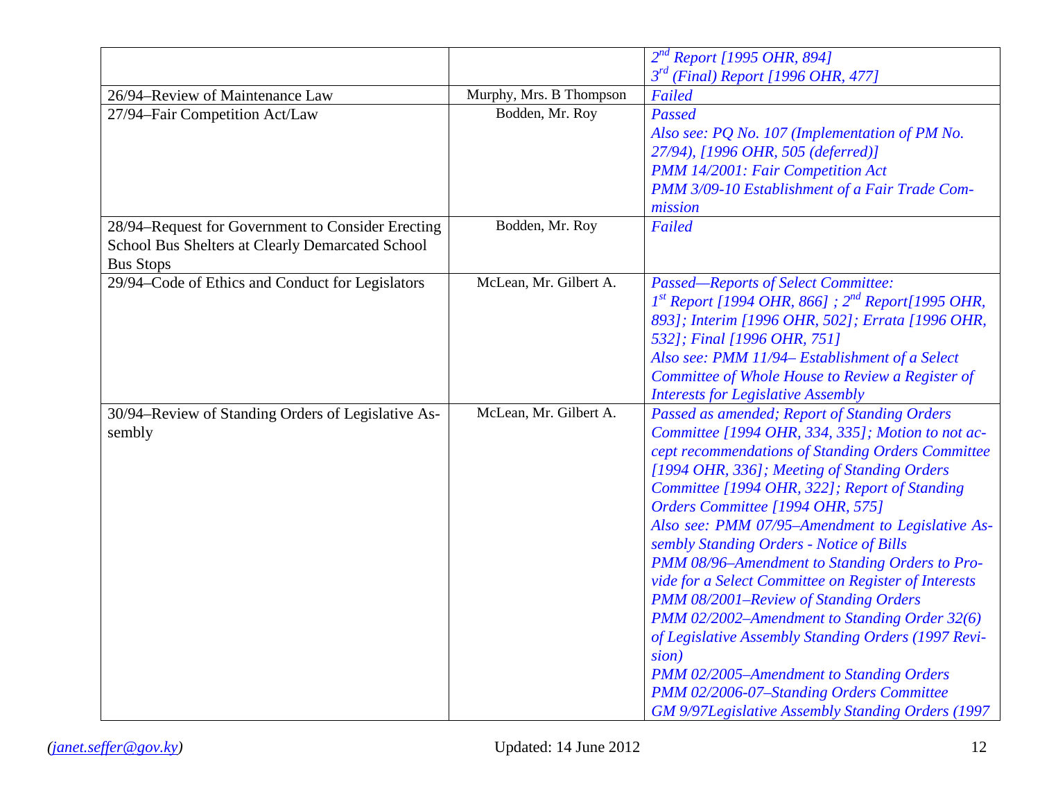| | | |
|---|---|---|
| | | *2nd Report [1995 OHR, 894]*<br>*3rd (Final) Report [1996 OHR, 477]* |
| 26/94–Review of Maintenance Law | Murphy, Mrs. B Thompson | *Failed* |
| 27/94–Fair Competition Act/Law | Bodden, Mr. Roy | *Passed*<br>*Also see: PQ No. 107 (Implementation of PM No. 27/94), [1996 OHR, 505 (deferred)]*<br>*PMM 14/2001: Fair Competition Act*<br>*PMM 3/09-10 Establishment of a Fair Trade Commission* |
| 28/94–Request for Government to Consider Erecting School Bus Shelters at Clearly Demarcated School Bus Stops | Bodden, Mr. Roy | *Failed* |
| 29/94–Code of Ethics and Conduct for Legislators | McLean, Mr. Gilbert A. | *Passed—Reports of Select Committee:*<br>*1st Report [1994 OHR, 866] ; 2nd Report[1995 OHR, 893]; Interim [1996 OHR, 502]; Errata [1996 OHR, 532]; Final [1996 OHR, 751]*<br>*Also see: PMM 11/94– Establishment of a Select Committee of Whole House to Review a Register of Interests for Legislative Assembly* |
| 30/94–Review of Standing Orders of Legislative Assembly | McLean, Mr. Gilbert A. | *Passed as amended; Report of Standing Orders Committee [1994 OHR, 334, 335]; Motion to not accept recommendations of Standing Orders Committee [1994 OHR, 336]; Meeting of Standing Orders Committee [1994 OHR, 322]; Report of Standing Orders Committee [1994 OHR, 575]*<br>*Also see: PMM 07/95–Amendment to Legislative Assembly Standing Orders - Notice of Bills*<br>*PMM 08/96–Amendment to Standing Orders to Provide for a Select Committee on Register of Interests*<br>*PMM 08/2001–Review of Standing Orders*<br>*PMM 02/2002–Amendment to Standing Order 32(6) of Legislative Assembly Standing Orders (1997 Revision)*<br>*PMM 02/2005–Amendment to Standing Orders*<br>*PMM 02/2006-07–Standing Orders Committee*<br>*GM 9/97Legislative Assembly Standing Orders (1997* |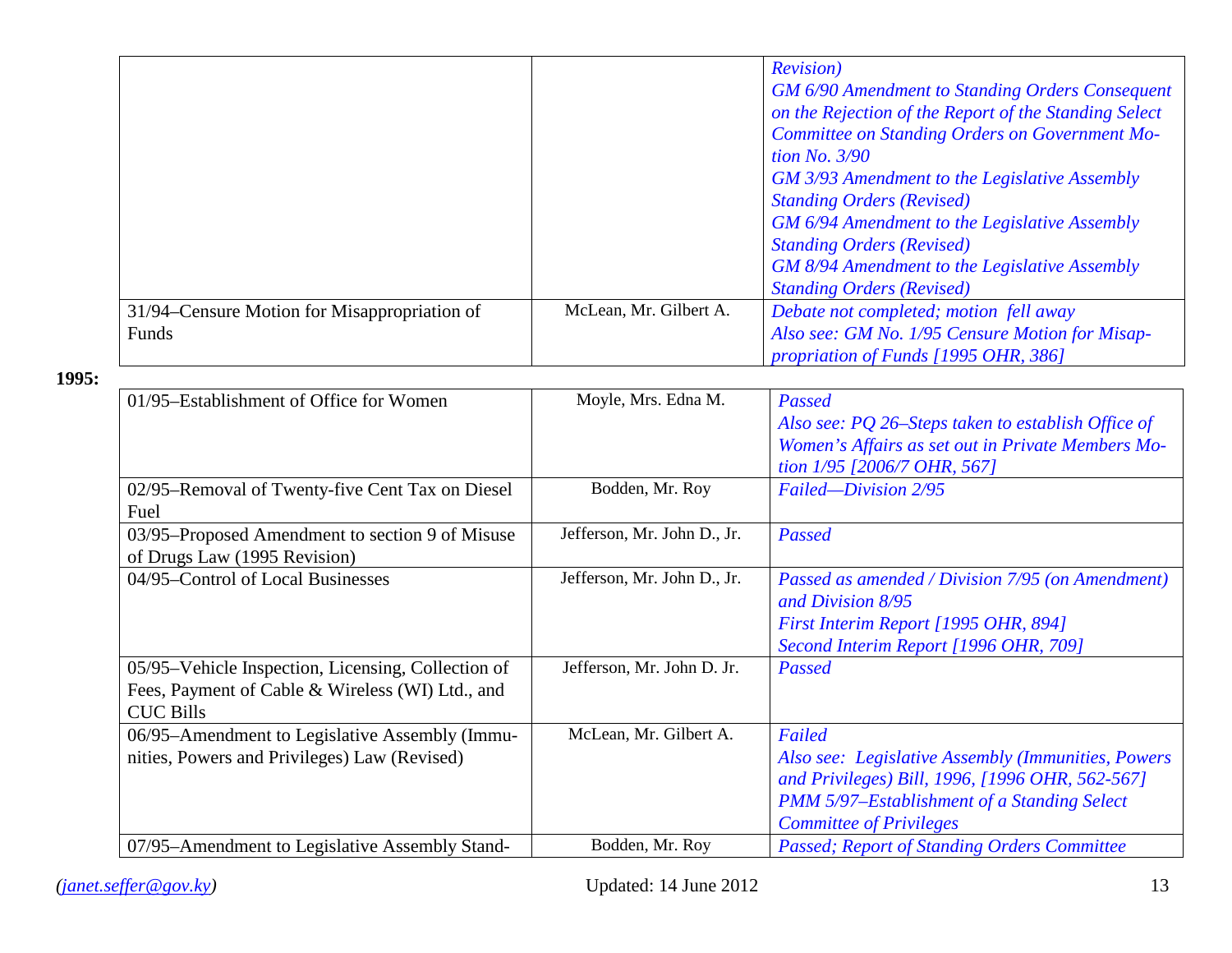| | | |
|---|---|---|
| | | *Revision)*<br>*GM 6/90 Amendment to Standing Orders Consequent on the Rejection of the Report of the Standing Select Committee on Standing Orders on Government Motion No. 3/90*<br>*GM 3/93 Amendment to the Legislative Assembly Standing Orders (Revised)*<br>*GM 6/94 Amendment to the Legislative Assembly Standing Orders (Revised)*<br>*GM 8/94 Amendment to the Legislative Assembly Standing Orders (Revised)* |
| 31/94–Censure Motion for Misappropriation of Funds | McLean, Mr. Gilbert A. | *Debate not completed; motion fell away*<br>*Also see: GM No. 1/95 Censure Motion for Misappropriation of Funds [1995 OHR, 386]* |

**1995:**

| | | |
|---|---|---|
| 01/95–Establishment of Office for Women | Moyle, Mrs. Edna M. | *Passed*<br>*Also see: PQ 26–Steps taken to establish Office of Women's Affairs as set out in Private Members Motion 1/95 [2006/7 OHR, 567]* |
| 02/95–Removal of Twenty-five Cent Tax on Diesel Fuel | Bodden, Mr. Roy | *Failed—Division 2/95* |
| 03/95–Proposed Amendment to section 9 of Misuse of Drugs Law (1995 Revision) | Jefferson, Mr. John D., Jr. | *Passed* |
| 04/95–Control of Local Businesses | Jefferson, Mr. John D., Jr. | *Passed as amended / Division 7/95 (on Amendment) and Division 8/95*<br>*First Interim Report [1995 OHR, 894]*<br>*Second Interim Report [1996 OHR, 709]* |
| 05/95–Vehicle Inspection, Licensing, Collection of Fees, Payment of Cable & Wireless (WI) Ltd., and CUC Bills | Jefferson, Mr. John D. Jr. | *Passed* |
| 06/95–Amendment to Legislative Assembly (Immunities, Powers and Privileges) Law (Revised) | McLean, Mr. Gilbert A. | *Failed*<br>*Also see: Legislative Assembly (Immunities, Powers and Privileges) Bill, 1996, [1996 OHR, 562-567]*<br>*PMM 5/97–Establishment of a Standing Select Committee of Privileges* |
| 07/95–Amendment to Legislative Assembly Stand- | Bodden, Mr. Roy | *Passed; Report of Standing Orders Committee* |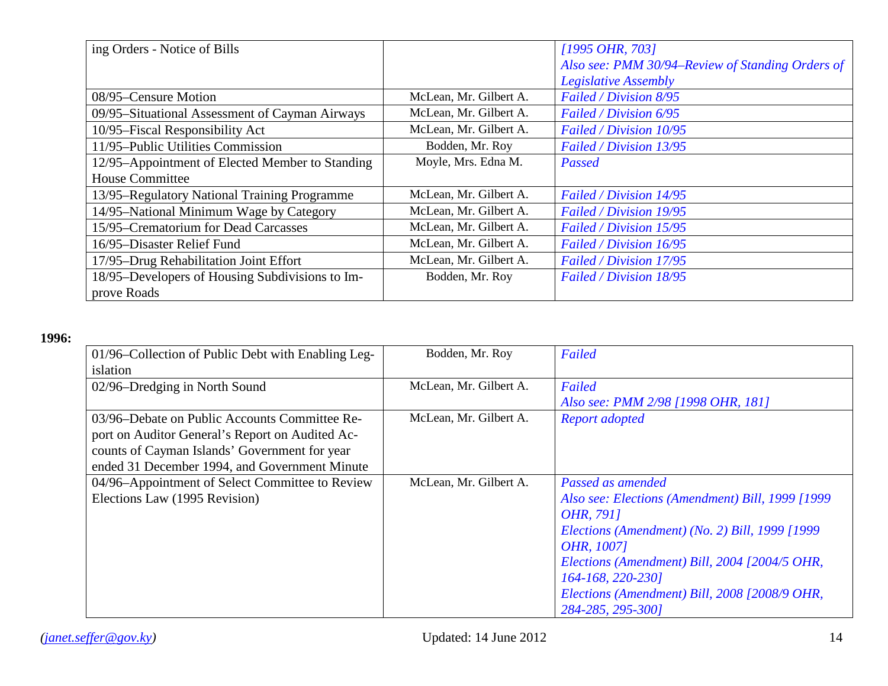| | | |
|---|---|---|
| ing Orders - Notice of Bills | | *[1995 OHR, 703]* *Also see: PMM 30/94–Review of Standing Orders of Legislative Assembly* |
| 08/95–Censure Motion | McLean, Mr. Gilbert A. | *Failed / Division 8/95* |
| 09/95–Situational Assessment of Cayman Airways | McLean, Mr. Gilbert A. | *Failed / Division 6/95* |
| 10/95–Fiscal Responsibility Act | McLean, Mr. Gilbert A. | *Failed / Division 10/95* |
| 11/95–Public Utilities Commission | Bodden, Mr. Roy | *Failed / Division 13/95* |
| 12/95–Appointment of Elected Member to Standing House Committee | Moyle, Mrs. Edna M. | *Passed* |
| 13/95–Regulatory National Training Programme | McLean, Mr. Gilbert A. | *Failed / Division 14/95* |
| 14/95–National Minimum Wage by Category | McLean, Mr. Gilbert A. | *Failed / Division 19/95* |
| 15/95–Crematorium for Dead Carcasses | McLean, Mr. Gilbert A. | *Failed / Division 15/95* |
| 16/95–Disaster Relief Fund | McLean, Mr. Gilbert A. | *Failed / Division 16/95* |
| 17/95–Drug Rehabilitation Joint Effort | McLean, Mr. Gilbert A. | *Failed / Division 17/95* |
| 18/95–Developers of Housing Subdivisions to Improve Roads | Bodden, Mr. Roy | *Failed / Division 18/95* |

**1996:**

| | | |
|---|---|---|
| 01/96–Collection of Public Debt with Enabling Legislation | Bodden, Mr. Roy | *Failed* |
| 02/96–Dredging in North Sound | McLean, Mr. Gilbert A. | *Failed* *Also see: PMM 2/98 [1998 OHR, 181]* |
| 03/96–Debate on Public Accounts Committee Report on Auditor General's Report on Audited Accounts of Cayman Islands' Government for year ended 31 December 1994, and Government Minute | McLean, Mr. Gilbert A. | *Report adopted* |
| 04/96–Appointment of Select Committee to Review Elections Law (1995 Revision) | McLean, Mr. Gilbert A. | *Passed as amended* *Also see: Elections (Amendment) Bill, 1999 [1999 OHR, 791]* *Elections (Amendment) (No. 2) Bill, 1999 [1999 OHR, 1007]* *Elections (Amendment) Bill, 2004 [2004/5 OHR, 164-168, 220-230]* *Elections (Amendment) Bill, 2008 [2008/9 OHR, 284-285, 295-300]* |

*(janet.seffer@gov.ky)* Updated: 14 June 2012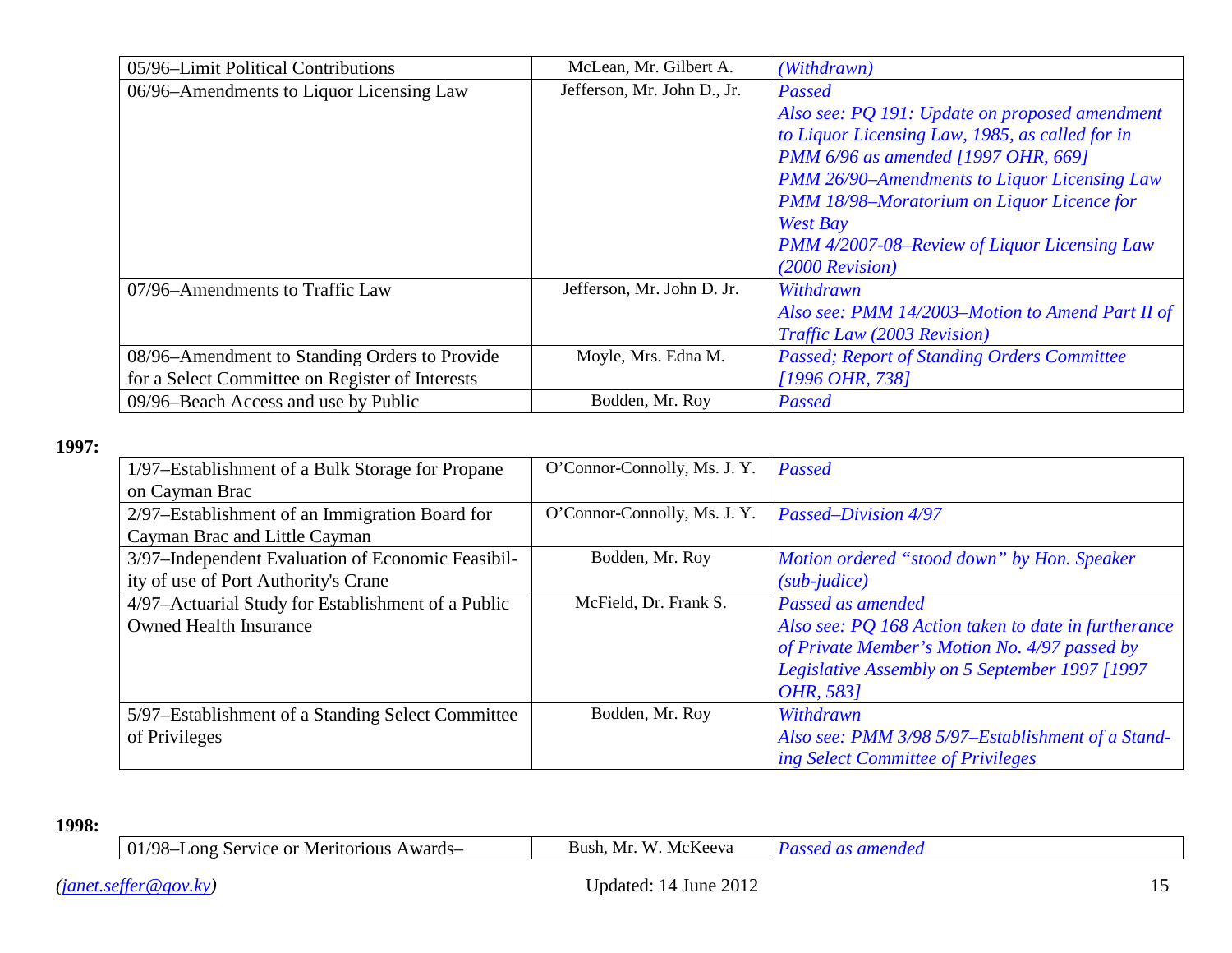| | | |
|---|---|---|
| 05/96–Limit Political Contributions | McLean, Mr. Gilbert A. | *(Withdrawn)* |
| 06/96–Amendments to Liquor Licensing Law | Jefferson, Mr. John D., Jr. | *Passed*<br>*Also see: PQ 191: Update on proposed amendment to Liquor Licensing Law, 1985, as called for in PMM 6/96 as amended [1997 OHR, 669]*<br>*PMM 26/90–Amendments to Liquor Licensing Law*<br>*PMM 18/98–Moratorium on Liquor Licence for West Bay*<br>*PMM 4/2007-08–Review of Liquor Licensing Law (2000 Revision)* |
| 07/96–Amendments to Traffic Law | Jefferson, Mr. John D. Jr. | *Withdrawn*<br>*Also see: PMM 14/2003–Motion to Amend Part II of Traffic Law (2003 Revision)* |
| 08/96–Amendment to Standing Orders to Provide for a Select Committee on Register of Interests | Moyle, Mrs. Edna M. | *Passed; Report of Standing Orders Committee [1996 OHR, 738]* |
| 09/96–Beach Access and use by Public | Bodden, Mr. Roy | *Passed* |

**1997:**

| | | |
|---|---|---|
| 1/97–Establishment of a Bulk Storage for Propane on Cayman Brac | O'Connor-Connolly, Ms. J. Y. | *Passed* |
| 2/97–Establishment of an Immigration Board for Cayman Brac and Little Cayman | O'Connor-Connolly, Ms. J. Y. | *Passed–Division 4/97* |
| 3/97–Independent Evaluation of Economic Feasibility of use of Port Authority's Crane | Bodden, Mr. Roy | *Motion ordered "stood down" by Hon. Speaker (sub-judice)* |
| 4/97–Actuarial Study for Establishment of a Public Owned Health Insurance | McField, Dr. Frank S. | *Passed as amended*<br>*Also see: PQ 168 Action taken to date in furtherance of Private Member's Motion No. 4/97 passed by Legislative Assembly on 5 September 1997 [1997 OHR, 583]* |
| 5/97–Establishment of a Standing Select Committee of Privileges | Bodden, Mr. Roy | *Withdrawn*<br>*Also see: PMM 3/98 5/97–Establishment of a Standing Select Committee of Privileges* |

**1998:**

| | | |
|---|---|---|
| 01/98–Long Service or Meritorious Awards– | Bush, Mr. W. McKeeva | *Passed as amended* |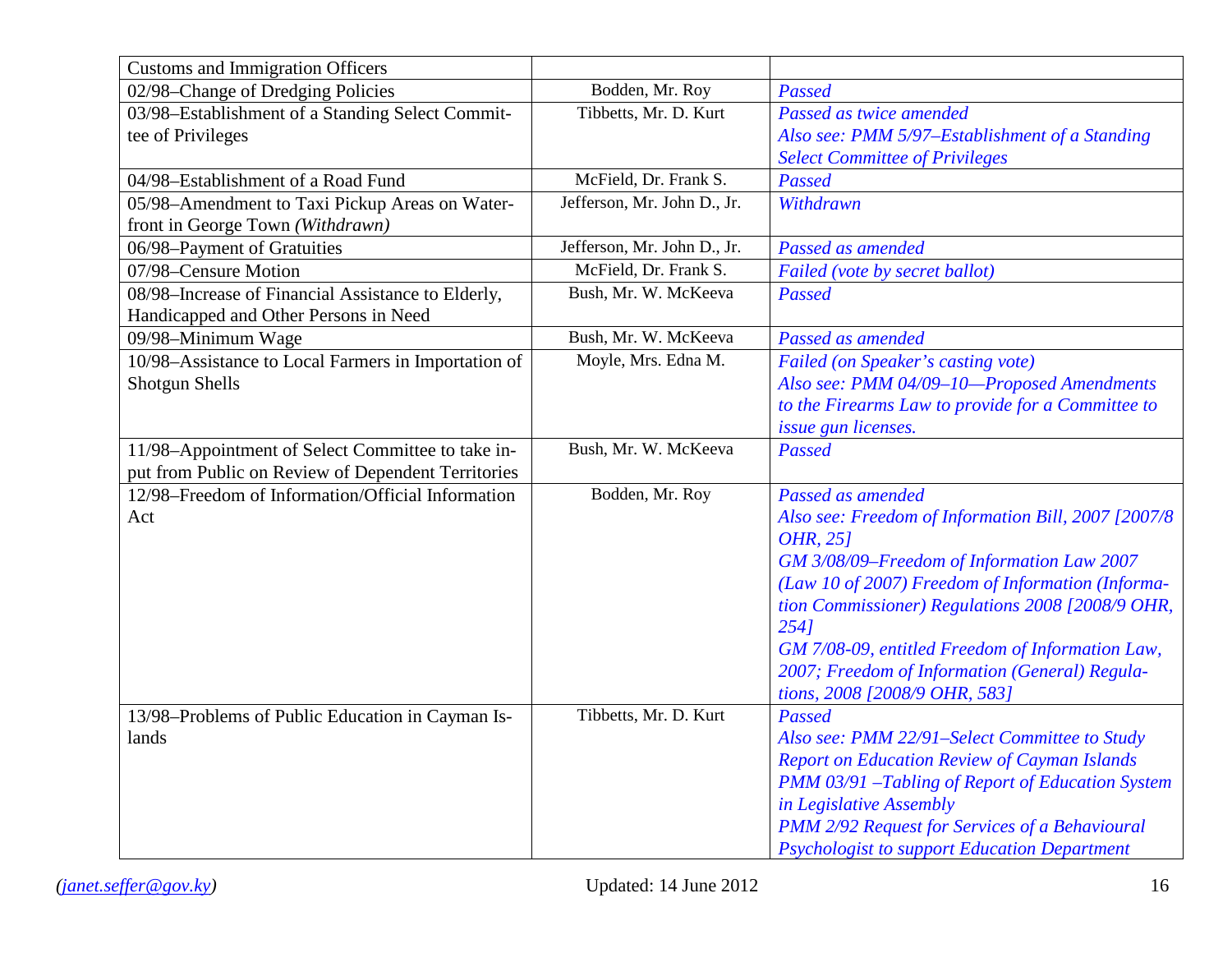| | | |
|---|---|---|
| Customs and Immigration Officers | | |
| 02/98–Change of Dredging Policies | Bodden, Mr. Roy | *Passed* |
| 03/98–Establishment of a Standing Select Committee of Privileges | Tibbetts, Mr. D. Kurt | *Passed as twice amended*<br>*Also see: PMM 5/97–Establishment of a Standing Select Committee of Privileges* |
| 04/98–Establishment of a Road Fund | McField, Dr. Frank S. | *Passed* |
| 05/98–Amendment to Taxi Pickup Areas on Waterfront in George Town *(Withdrawn)* | Jefferson, Mr. John D., Jr. | *Withdrawn* |
| 06/98–Payment of Gratuities | Jefferson, Mr. John D., Jr. | *Passed as amended* |
| 07/98–Censure Motion | McField, Dr. Frank S. | *Failed (vote by secret ballot)* |
| 08/98–Increase of Financial Assistance to Elderly, Handicapped and Other Persons in Need | Bush, Mr. W. McKeeva | *Passed* |
| 09/98–Minimum Wage | Bush, Mr. W. McKeeva | *Passed as amended* |
| 10/98–Assistance to Local Farmers in Importation of Shotgun Shells | Moyle, Mrs. Edna M. | *Failed (on Speaker's casting vote)*<br>*Also see: PMM 04/09–10—Proposed Amendments to the Firearms Law to provide for a Committee to issue gun licenses.* |
| 11/98–Appointment of Select Committee to take input from Public on Review of Dependent Territories | Bush, Mr. W. McKeeva | *Passed* |
| 12/98–Freedom of Information/Official Information Act | Bodden, Mr. Roy | *Passed as amended*<br>*Also see: Freedom of Information Bill, 2007 [2007/8 OHR, 25]*<br>*GM 3/08/09–Freedom of Information Law 2007 (Law 10 of 2007) Freedom of Information (Information Commissioner) Regulations 2008 [2008/9 OHR, 254]*<br>*GM 7/08-09, entitled Freedom of Information Law, 2007; Freedom of Information (General) Regulations, 2008 [2008/9 OHR, 583]* |
| 13/98–Problems of Public Education in Cayman Islands | Tibbetts, Mr. D. Kurt | *Passed*<br>*Also see: PMM 22/91–Select Committee to Study Report on Education Review of Cayman Islands*<br>*PMM 03/91 –Tabling of Report of Education System in Legislative Assembly*<br>*PMM 2/92 Request for Services of a Behavioural Psychologist to support Education Department* |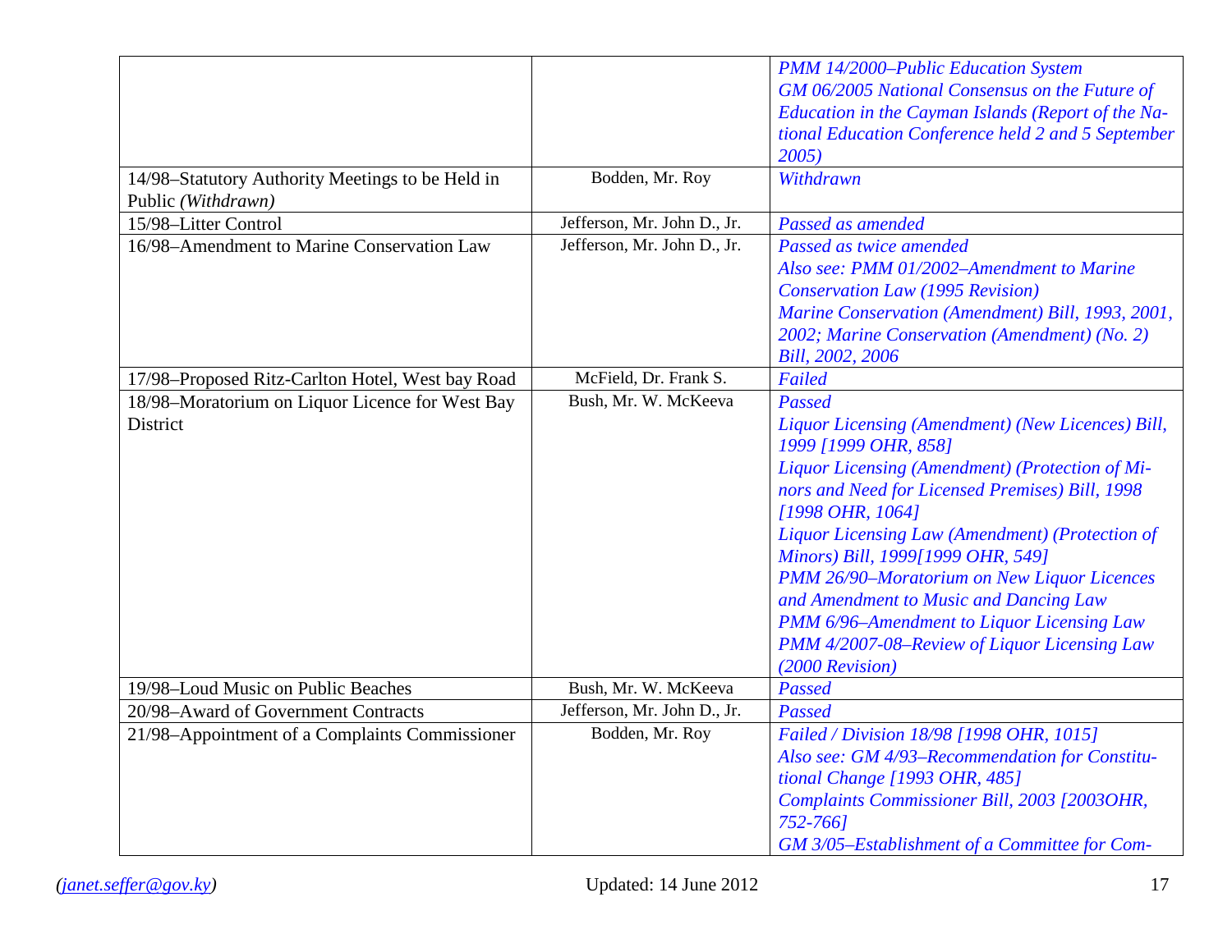| | | |
|---|---|---|
| | | *PMM 14/2000–Public Education System*<br>*GM 06/2005 National Consensus on the Future of Education in the Cayman Islands (Report of the National Education Conference held 2 and 5 September 2005)* |
| 14/98–Statutory Authority Meetings to be Held in Public *(Withdrawn)* | Bodden, Mr. Roy | *Withdrawn* |
| 15/98–Litter Control | Jefferson, Mr. John D., Jr. | *Passed as amended* |
| 16/98–Amendment to Marine Conservation Law | Jefferson, Mr. John D., Jr. | *Passed as twice amended*<br>*Also see: PMM 01/2002–Amendment to Marine Conservation Law (1995 Revision)*<br>*Marine Conservation (Amendment) Bill, 1993, 2001, 2002; Marine Conservation (Amendment) (No. 2) Bill, 2002, 2006* |
| 17/98–Proposed Ritz-Carlton Hotel, West bay Road | McField, Dr. Frank S. | *Failed* |
| 18/98–Moratorium on Liquor Licence for West Bay District | Bush, Mr. W. McKeeva | *Passed*<br>*Liquor Licensing (Amendment) (New Licences) Bill, 1999 [1999 OHR, 858]*<br>*Liquor Licensing (Amendment) (Protection of Minors and Need for Licensed Premises) Bill, 1998 [1998 OHR, 1064]*<br>*Liquor Licensing Law (Amendment) (Protection of Minors) Bill, 1999[1999 OHR, 549]*<br>*PMM 26/90–Moratorium on New Liquor Licences and Amendment to Music and Dancing Law*<br>*PMM 6/96–Amendment to Liquor Licensing Law*<br>*PMM 4/2007-08–Review of Liquor Licensing Law (2000 Revision)* |
| 19/98–Loud Music on Public Beaches | Bush, Mr. W. McKeeva | *Passed* |
| 20/98–Award of Government Contracts | Jefferson, Mr. John D., Jr. | *Passed* |
| 21/98–Appointment of a Complaints Commissioner | Bodden, Mr. Roy | *Failed / Division 18/98 [1998 OHR, 1015]*<br>*Also see: GM 4/93–Recommendation for Constitutional Change [1993 OHR, 485]*<br>*Complaints Commissioner Bill, 2003 [2003OHR, 752-766]*<br>*GM 3/05–Establishment of a Committee for Com-* |

(janet.seffer@gov.ky) Updated: 14 June 2012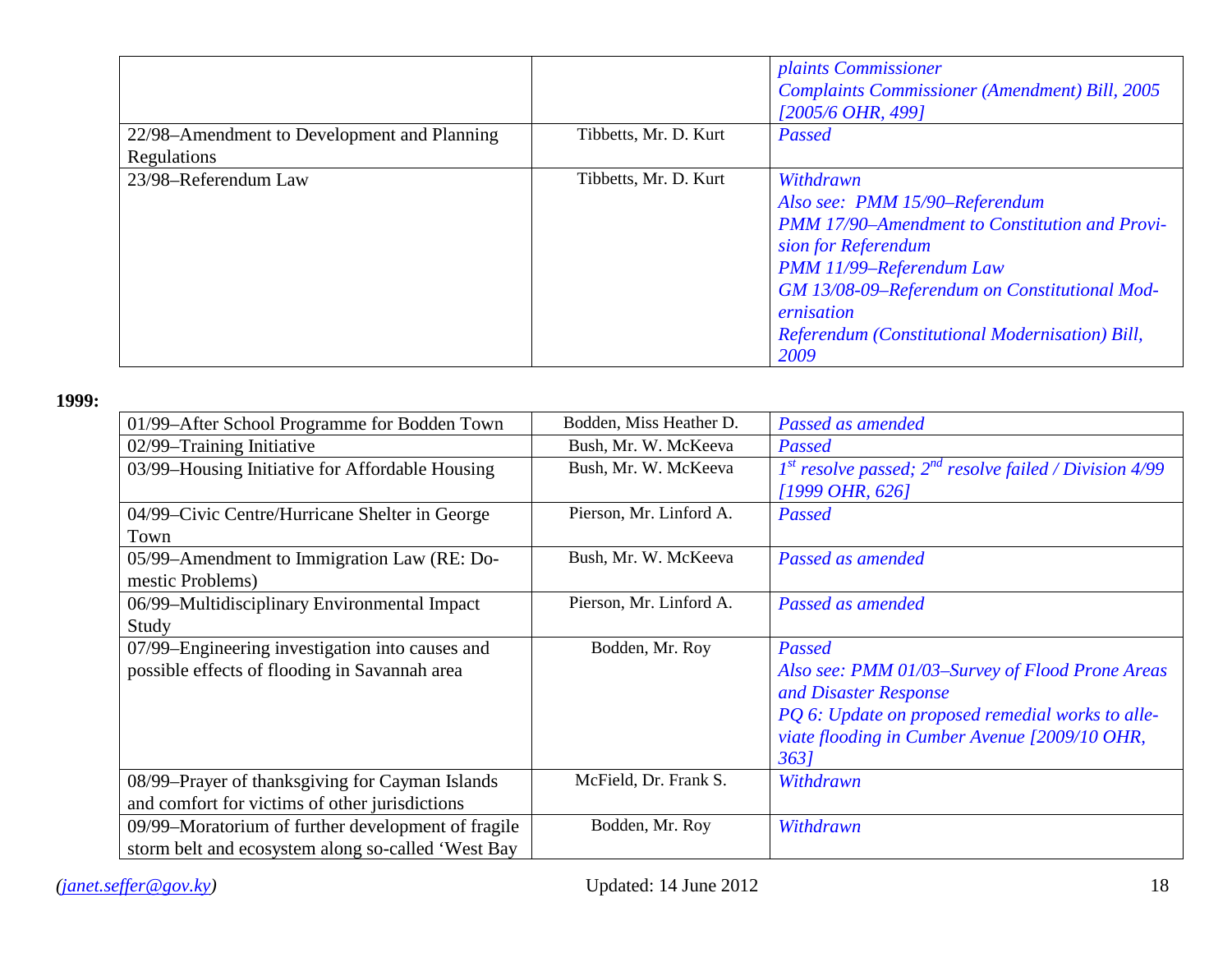| | | |
|---|---|---|
| | | *plaints Commissioner*<br>*Complaints Commissioner (Amendment) Bill, 2005 [2005/6 OHR, 499]* |
| 22/98–Amendment to Development and Planning Regulations | Tibbetts, Mr. D. Kurt | *Passed* |
| 23/98–Referendum Law | Tibbetts, Mr. D. Kurt | *Withdrawn*<br>*Also see: PMM 15/90–Referendum*<br>*PMM 17/90–Amendment to Constitution and Provision for Referendum*<br>*PMM 11/99–Referendum Law*<br>*GM 13/08-09–Referendum on Constitutional Modernisation*<br>*Referendum (Constitutional Modernisation) Bill, 2009* |

**1999:**

| | | |
|---|---|---|
| 01/99–After School Programme for Bodden Town | Bodden, Miss Heather D. | *Passed as amended* |
| 02/99–Training Initiative | Bush, Mr. W. McKeeva | *Passed* |
| 03/99–Housing Initiative for Affordable Housing | Bush, Mr. W. McKeeva | *1st resolve passed; 2nd resolve failed / Division 4/99 [1999 OHR, 626]* |
| 04/99–Civic Centre/Hurricane Shelter in George Town | Pierson, Mr. Linford A. | *Passed* |
| 05/99–Amendment to Immigration Law (RE: Domestic Problems) | Bush, Mr. W. McKeeva | *Passed as amended* |
| 06/99–Multidisciplinary Environmental Impact Study | Pierson, Mr. Linford A. | *Passed as amended* |
| 07/99–Engineering investigation into causes and possible effects of flooding in Savannah area | Bodden, Mr. Roy | *Passed*<br>*Also see: PMM 01/03–Survey of Flood Prone Areas and Disaster Response*<br>*PQ 6: Update on proposed remedial works to alleviate flooding in Cumber Avenue [2009/10 OHR, 363]* |
| 08/99–Prayer of thanksgiving for Cayman Islands and comfort for victims of other jurisdictions | McField, Dr. Frank S. | *Withdrawn* |
| 09/99–Moratorium of further development of fragile storm belt and ecosystem along so-called 'West Bay | Bodden, Mr. Roy | *Withdrawn* |

(janet.seffer@gov.ky) Updated: 14 June 2012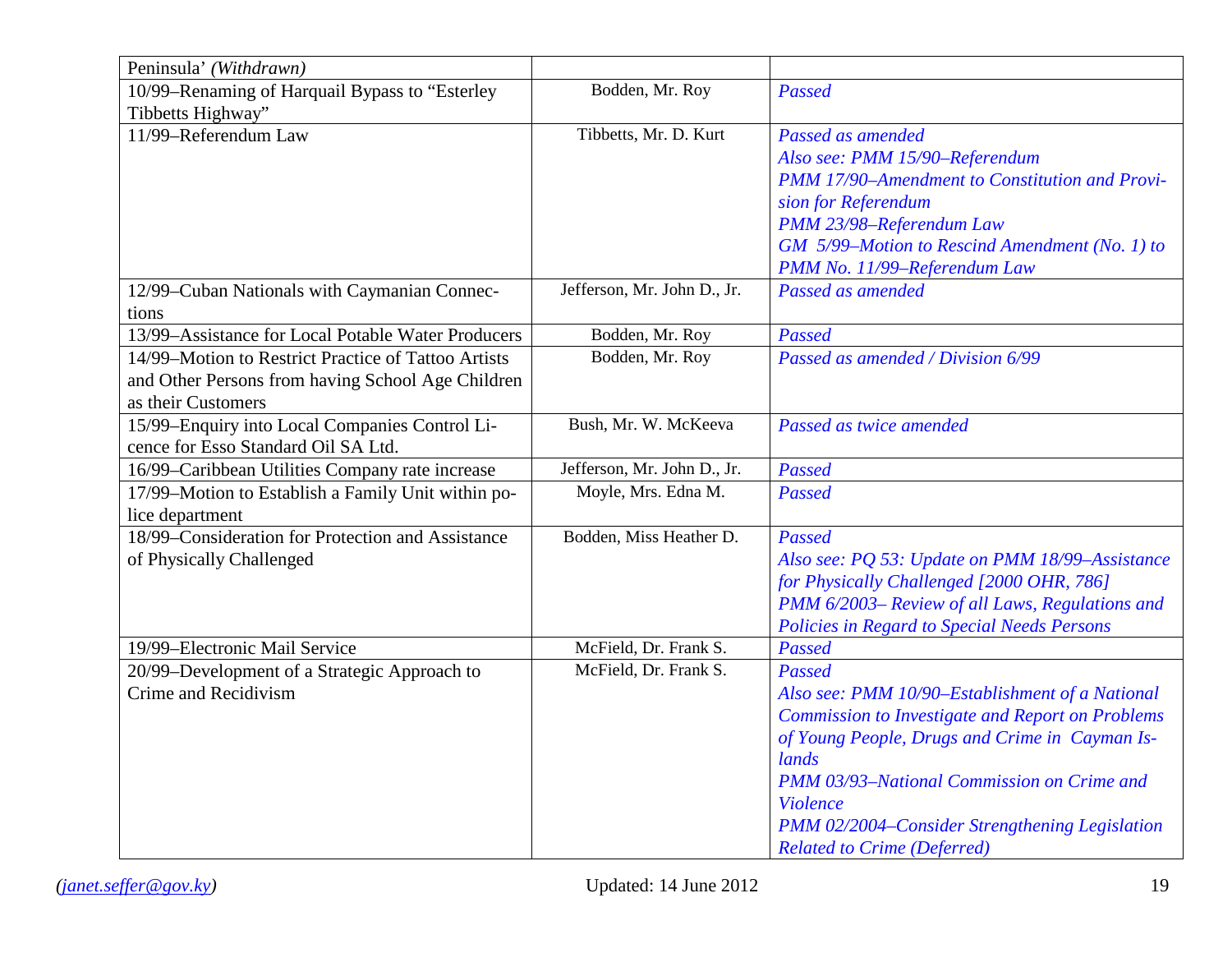| | | |
|---|---|---|
| Peninsula' *(Withdrawn)* | | |
| 10/99–Renaming of Harquail Bypass to "Esterley Tibbetts Highway" | Bodden, Mr. Roy | *Passed* |
| 11/99–Referendum Law | Tibbetts, Mr. D. Kurt | *Passed as amended*<br>*Also see: PMM 15/90–Referendum*<br>*PMM 17/90–Amendment to Constitution and Provision for Referendum*<br>*PMM 23/98–Referendum Law*<br>*GM 5/99–Motion to Rescind Amendment (No. 1) to PMM No. 11/99–Referendum Law* |
| 12/99–Cuban Nationals with Caymanian Connections | Jefferson, Mr. John D., Jr. | *Passed as amended* |
| 13/99–Assistance for Local Potable Water Producers | Bodden, Mr. Roy | *Passed* |
| 14/99–Motion to Restrict Practice of Tattoo Artists and Other Persons from having School Age Children as their Customers | Bodden, Mr. Roy | *Passed as amended / Division 6/99* |
| 15/99–Enquiry into Local Companies Control Licence for Esso Standard Oil SA Ltd. | Bush, Mr. W. McKeeva | *Passed as twice amended* |
| 16/99–Caribbean Utilities Company rate increase | Jefferson, Mr. John D., Jr. | *Passed* |
| 17/99–Motion to Establish a Family Unit within police department | Moyle, Mrs. Edna M. | *Passed* |
| 18/99–Consideration for Protection and Assistance of Physically Challenged | Bodden, Miss Heather D. | *Passed*<br>*Also see: PQ 53: Update on PMM 18/99–Assistance for Physically Challenged [2000 OHR, 786]*<br>*PMM 6/2003– Review of all Laws, Regulations and Policies in Regard to Special Needs Persons* |
| 19/99–Electronic Mail Service | McField, Dr. Frank S. | *Passed* |
| 20/99–Development of a Strategic Approach to Crime and Recidivism | McField, Dr. Frank S. | *Passed*<br>*Also see: PMM 10/90–Establishment of a National Commission to Investigate and Report on Problems of Young People, Drugs and Crime in Cayman Islands*<br>*PMM 03/93–National Commission on Crime and Violence*<br>*PMM 02/2004–Consider Strengthening Legislation Related to Crime (Deferred)* |

(janet.seffer@gov.ky) Updated: 14 June 2012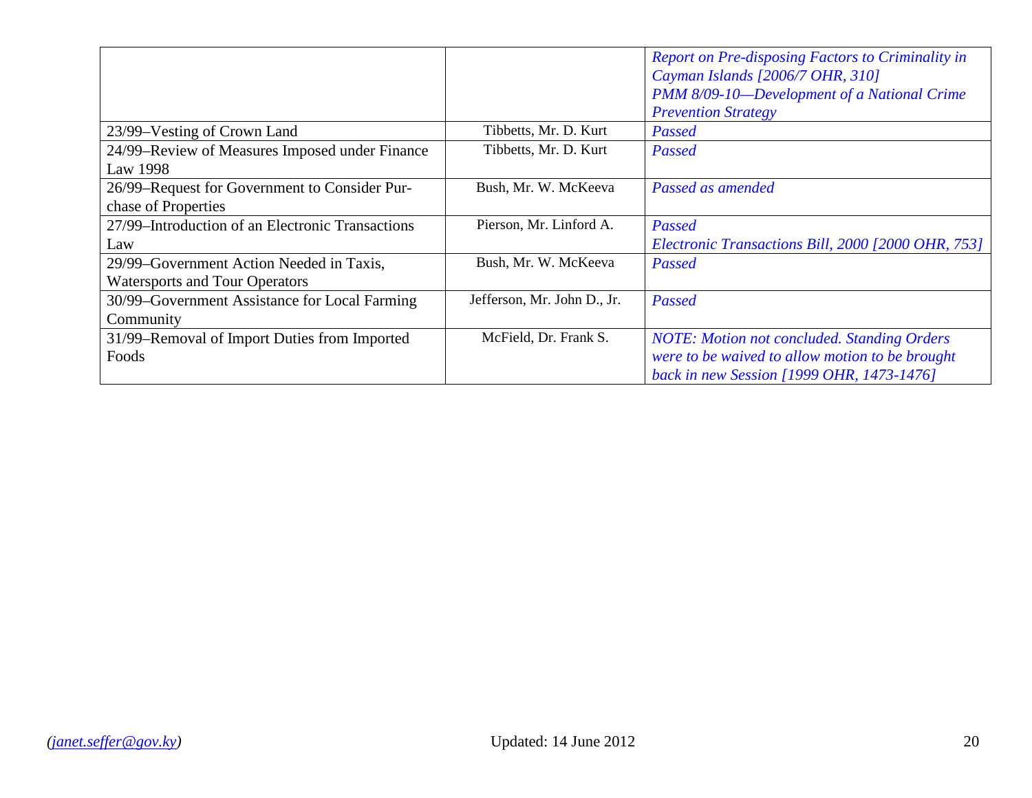| | | |
|---|---|---|
| | | *Report on Pre-disposing Factors to Criminality in Cayman Islands [2006/7 OHR, 310]*<br>*PMM 8/09-10—Development of a National Crime Prevention Strategy* |
| 23/99–Vesting of Crown Land | Tibbetts, Mr. D. Kurt | *Passed* |
| 24/99–Review of Measures Imposed under Finance Law 1998 | Tibbetts, Mr. D. Kurt | *Passed* |
| 26/99–Request for Government to Consider Purchase of Properties | Bush, Mr. W. McKeeva | *Passed as amended* |
| 27/99–Introduction of an Electronic Transactions Law | Pierson, Mr. Linford A. | *Passed*<br>*Electronic Transactions Bill, 2000 [2000 OHR, 753]* |
| 29/99–Government Action Needed in Taxis, Watersports and Tour Operators | Bush, Mr. W. McKeeva | *Passed* |
| 30/99–Government Assistance for Local Farming Community | Jefferson, Mr. John D., Jr. | *Passed* |
| 31/99–Removal of Import Duties from Imported Foods | McField, Dr. Frank S. | *NOTE: Motion not concluded. Standing Orders were to be waived to allow motion to be brought back in new Session [1999 OHR, 1473-1476]* |